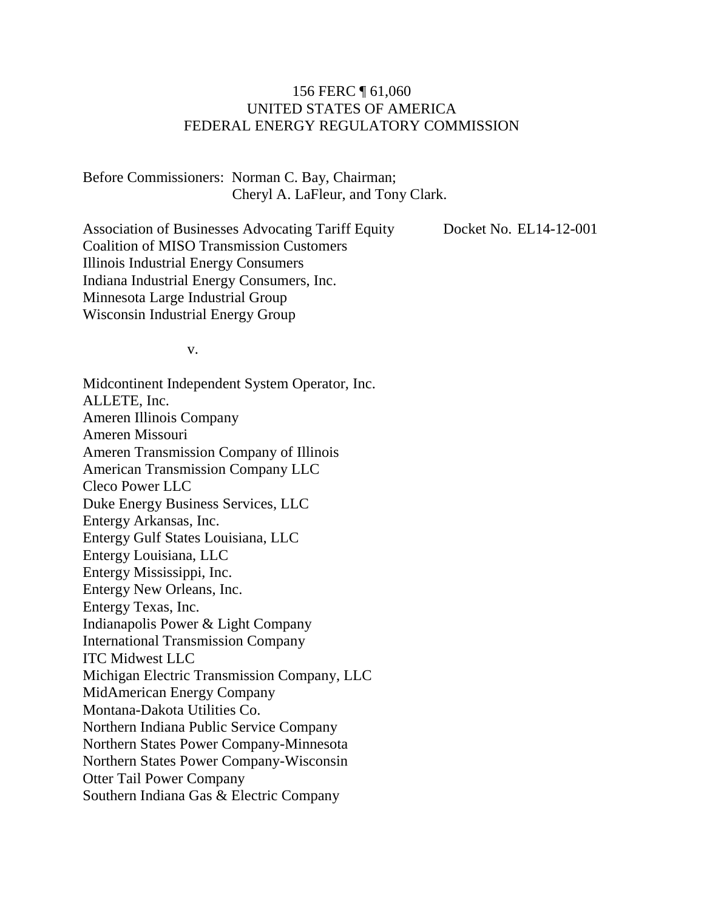156 FERC ¶ 61,060
UNITED STATES OF AMERICA
FEDERAL ENERGY REGULATORY COMMISSION

Before Commissioners: Norman C. Bay, Chairman;
Cheryl A. LaFleur, and Tony Clark.

Association of Businesses Advocating Tariff Equity
Coalition of MISO Transmission Customers
Illinois Industrial Energy Consumers
Indiana Industrial Energy Consumers, Inc.
Minnesota Large Industrial Group
Wisconsin Industrial Energy Group

Docket No. EL14-12-001

v.

Midcontinent Independent System Operator, Inc.
ALLETE, Inc.
Ameren Illinois Company
Ameren Missouri
Ameren Transmission Company of Illinois
American Transmission Company LLC
Cleco Power LLC
Duke Energy Business Services, LLC
Entergy Arkansas, Inc.
Entergy Gulf States Louisiana, LLC
Entergy Louisiana, LLC
Entergy Mississippi, Inc.
Entergy New Orleans, Inc.
Entergy Texas, Inc.
Indianapolis Power & Light Company
International Transmission Company
ITC Midwest LLC
Michigan Electric Transmission Company, LLC
MidAmerican Energy Company
Montana-Dakota Utilities Co.
Northern Indiana Public Service Company
Northern States Power Company-Minnesota
Northern States Power Company-Wisconsin
Otter Tail Power Company
Southern Indiana Gas & Electric Company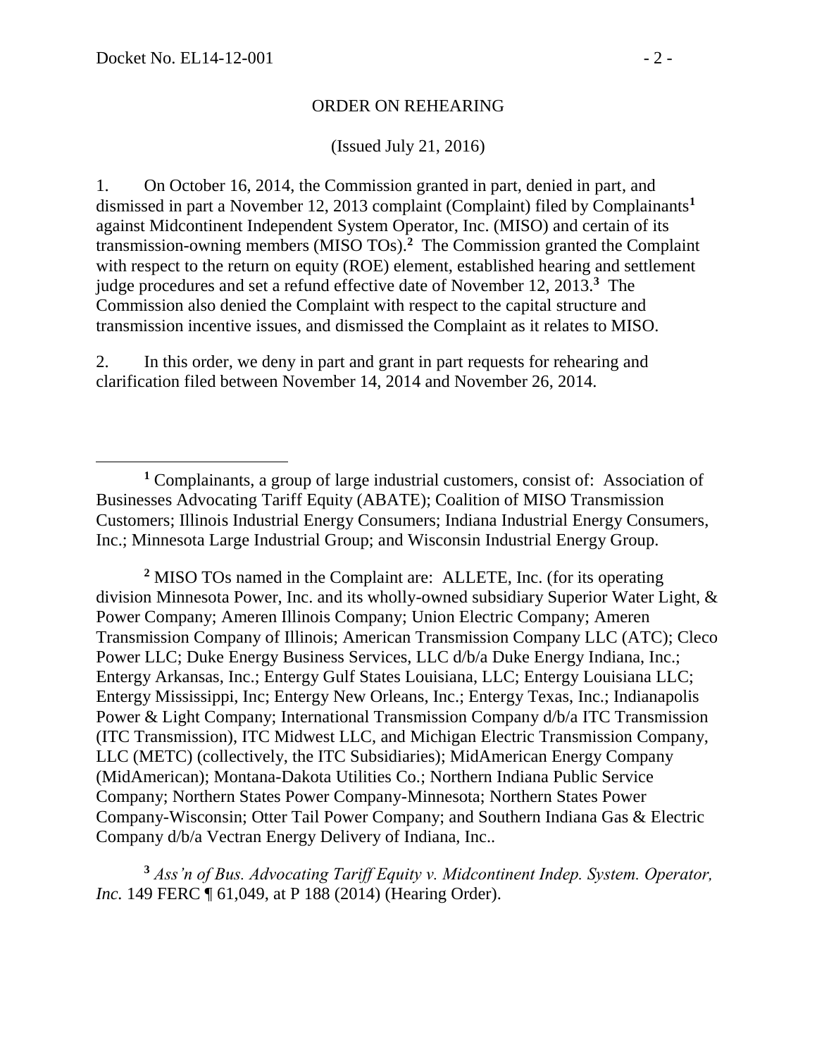ORDER ON REHEARING

(Issued July 21, 2016)

1. On October 16, 2014, the Commission granted in part, denied in part, and dismissed in part a November 12, 2013 complaint (Complaint) filed by Complainants[1] against Midcontinent Independent System Operator, Inc. (MISO) and certain of its transmission-owning members (MISO TOs).[2] The Commission granted the Complaint with respect to the return on equity (ROE) element, established hearing and settlement judge procedures and set a refund effective date of November 12, 2013.[3] The Commission also denied the Complaint with respect to the capital structure and transmission incentive issues, and dismissed the Complaint as it relates to MISO.

2. In this order, we deny in part and grant in part requests for rehearing and clarification filed between November 14, 2014 and November 26, 2014.

---

[1] Complainants, a group of large industrial customers, consist of: Association of Businesses Advocating Tariff Equity (ABATE); Coalition of MISO Transmission Customers; Illinois Industrial Energy Consumers; Indiana Industrial Energy Consumers, Inc.; Minnesota Large Industrial Group; and Wisconsin Industrial Energy Group.

[2] MISO TOs named in the Complaint are: ALLETE, Inc. (for its operating division Minnesota Power, Inc. and its wholly-owned subsidiary Superior Water Light, & Power Company; Ameren Illinois Company; Union Electric Company; Ameren Transmission Company of Illinois; American Transmission Company LLC (ATC); Cleco Power LLC; Duke Energy Business Services, LLC d/b/a Duke Energy Indiana, Inc.; Entergy Arkansas, Inc.; Entergy Gulf States Louisiana, LLC; Entergy Louisiana LLC; Entergy Mississippi, Inc; Entergy New Orleans, Inc.; Entergy Texas, Inc.; Indianapolis Power & Light Company; International Transmission Company d/b/a ITC Transmission (ITC Transmission), ITC Midwest LLC, and Michigan Electric Transmission Company, LLC (METC) (collectively, the ITC Subsidiaries); MidAmerican Energy Company (MidAmerican); Montana-Dakota Utilities Co.; Northern Indiana Public Service Company; Northern States Power Company-Minnesota; Northern States Power Company-Wisconsin; Otter Tail Power Company; and Southern Indiana Gas & Electric Company d/b/a Vectran Energy Delivery of Indiana, Inc..

[3] *Ass'n of Bus. Advocating Tariff Equity v. Midcontinent Indep. System. Operator, Inc.* 149 FERC ¶ 61,049, at P 188 (2014) (Hearing Order).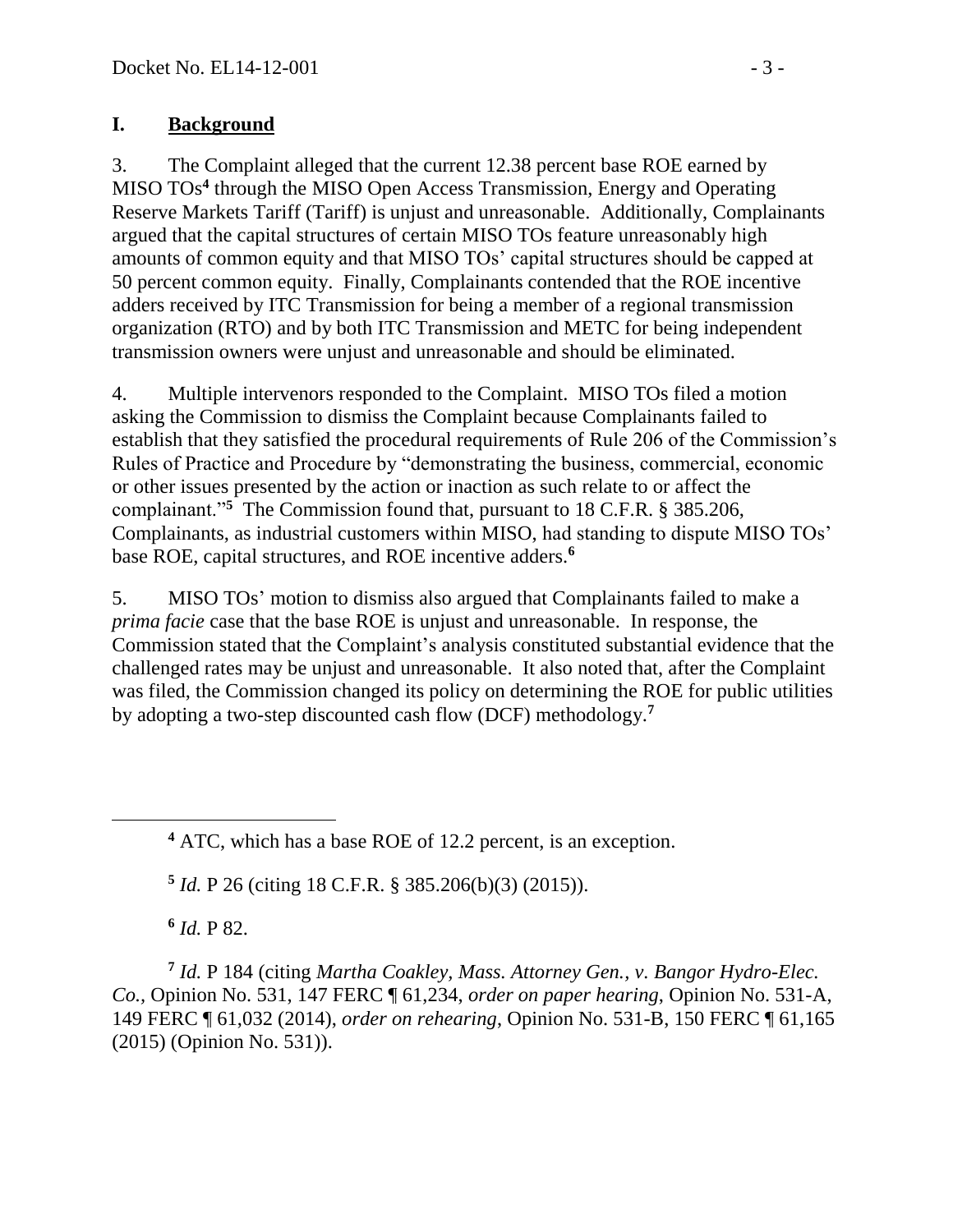## I. Background

3. The Complaint alleged that the current 12.38 percent base ROE earned by MISO TOs[4] through the MISO Open Access Transmission, Energy and Operating Reserve Markets Tariff (Tariff) is unjust and unreasonable. Additionally, Complainants argued that the capital structures of certain MISO TOs feature unreasonably high amounts of common equity and that MISO TOs' capital structures should be capped at 50 percent common equity. Finally, Complainants contended that the ROE incentive adders received by ITC Transmission for being a member of a regional transmission organization (RTO) and by both ITC Transmission and METC for being independent transmission owners were unjust and unreasonable and should be eliminated.

4. Multiple intervenors responded to the Complaint. MISO TOs filed a motion asking the Commission to dismiss the Complaint because Complainants failed to establish that they satisfied the procedural requirements of Rule 206 of the Commission's Rules of Practice and Procedure by "demonstrating the business, commercial, economic or other issues presented by the action or inaction as such relate to or affect the complainant."[5] The Commission found that, pursuant to 18 C.F.R. § 385.206, Complainants, as industrial customers within MISO, had standing to dispute MISO TOs' base ROE, capital structures, and ROE incentive adders.[6]

5. MISO TOs' motion to dismiss also argued that Complainants failed to make a *prima facie* case that the base ROE is unjust and unreasonable. In response, the Commission stated that the Complaint's analysis constituted substantial evidence that the challenged rates may be unjust and unreasonable. It also noted that, after the Complaint was filed, the Commission changed its policy on determining the ROE for public utilities by adopting a two-step discounted cash flow (DCF) methodology.[7]

---

[4] ATC, which has a base ROE of 12.2 percent, is an exception.

[5] *Id.* P 26 (citing 18 C.F.R. § 385.206(b)(3) (2015)).

[6] *Id.* P 82.

[7] *Id.* P 184 (citing *Martha Coakley, Mass. Attorney Gen., v. Bangor Hydro-Elec. Co.*, Opinion No. 531, 147 FERC ¶ 61,234, *order on paper hearing*, Opinion No. 531-A, 149 FERC ¶ 61,032 (2014), *order on rehearing*, Opinion No. 531-B, 150 FERC ¶ 61,165 (2015) (Opinion No. 531)).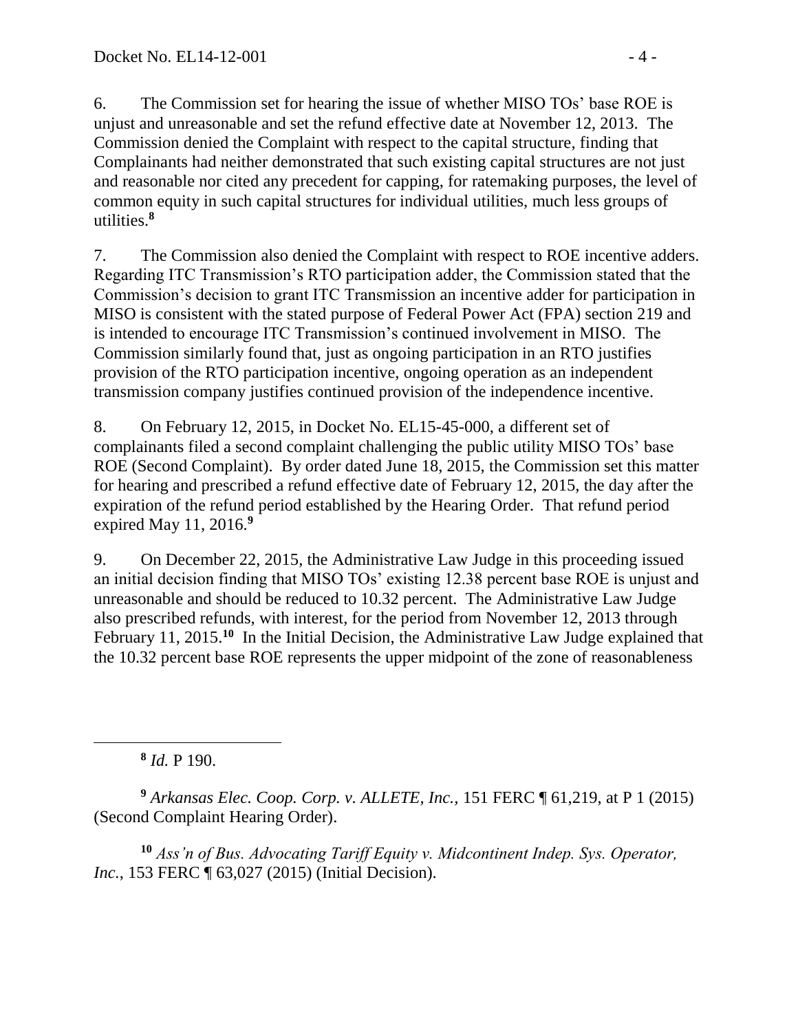6. The Commission set for hearing the issue of whether MISO TOs' base ROE is unjust and unreasonable and set the refund effective date at November 12, 2013. The Commission denied the Complaint with respect to the capital structure, finding that Complainants had neither demonstrated that such existing capital structures are not just and reasonable nor cited any precedent for capping, for ratemaking purposes, the level of common equity in such capital structures for individual utilities, much less groups of utilities.[8]

7. The Commission also denied the Complaint with respect to ROE incentive adders. Regarding ITC Transmission's RTO participation adder, the Commission stated that the Commission's decision to grant ITC Transmission an incentive adder for participation in MISO is consistent with the stated purpose of Federal Power Act (FPA) section 219 and is intended to encourage ITC Transmission's continued involvement in MISO. The Commission similarly found that, just as ongoing participation in an RTO justifies provision of the RTO participation incentive, ongoing operation as an independent transmission company justifies continued provision of the independence incentive.

8. On February 12, 2015, in Docket No. EL15-45-000, a different set of complainants filed a second complaint challenging the public utility MISO TOs' base ROE (Second Complaint). By order dated June 18, 2015, the Commission set this matter for hearing and prescribed a refund effective date of February 12, 2015, the day after the expiration of the refund period established by the Hearing Order. That refund period expired May 11, 2016.[9]

9. On December 22, 2015, the Administrative Law Judge in this proceeding issued an initial decision finding that MISO TOs' existing 12.38 percent base ROE is unjust and unreasonable and should be reduced to 10.32 percent. The Administrative Law Judge also prescribed refunds, with interest, for the period from November 12, 2013 through February 11, 2015.[10] In the Initial Decision, the Administrative Law Judge explained that the 10.32 percent base ROE represents the upper midpoint of the zone of reasonableness

---

[8] *Id.* P 190.

[9] *Arkansas Elec. Coop. Corp. v. ALLETE, Inc.*, 151 FERC ¶ 61,219, at P 1 (2015) (Second Complaint Hearing Order).

[10] *Ass'n of Bus. Advocating Tariff Equity v. Midcontinent Indep. Sys. Operator, Inc.*, 153 FERC ¶ 63,027 (2015) (Initial Decision).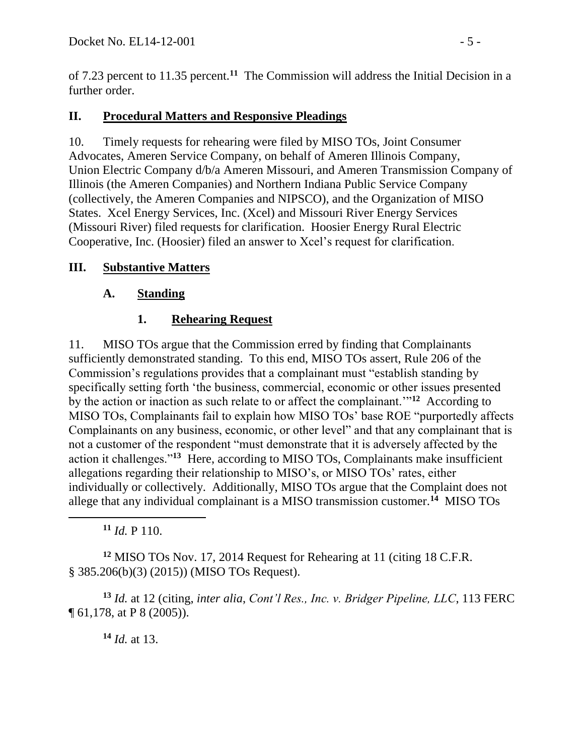of 7.23 percent to 11.35 percent.[11] The Commission will address the Initial Decision in a further order.

## II. Procedural Matters and Responsive Pleadings

10. Timely requests for rehearing were filed by MISO TOs, Joint Consumer Advocates, Ameren Service Company, on behalf of Ameren Illinois Company, Union Electric Company d/b/a Ameren Missouri, and Ameren Transmission Company of Illinois (the Ameren Companies) and Northern Indiana Public Service Company (collectively, the Ameren Companies and NIPSCO), and the Organization of MISO States. Xcel Energy Services, Inc. (Xcel) and Missouri River Energy Services (Missouri River) filed requests for clarification. Hoosier Energy Rural Electric Cooperative, Inc. (Hoosier) filed an answer to Xcel's request for clarification.

## III. Substantive Matters

### A. Standing

#### 1. Rehearing Request

11. MISO TOs argue that the Commission erred by finding that Complainants sufficiently demonstrated standing. To this end, MISO TOs assert, Rule 206 of the Commission's regulations provides that a complainant must "establish standing by specifically setting forth 'the business, commercial, economic or other issues presented by the action or inaction as such relate to or affect the complainant.'"[12] According to MISO TOs, Complainants fail to explain how MISO TOs' base ROE "purportedly affects Complainants on any business, economic, or other level" and that any complainant that is not a customer of the respondent "must demonstrate that it is adversely affected by the action it challenges."[13] Here, according to MISO TOs, Complainants make insufficient allegations regarding their relationship to MISO's, or MISO TOs' rates, either individually or collectively. Additionally, MISO TOs argue that the Complaint does not allege that any individual complainant is a MISO transmission customer.[14] MISO TOs

[11] *Id.* P 110.

[12] MISO TOs Nov. 17, 2014 Request for Rehearing at 11 (citing 18 C.F.R. § 385.206(b)(3) (2015)) (MISO TOs Request).

[13] *Id.* at 12 (citing, *inter alia*, *Cont'l Res., Inc. v. Bridger Pipeline, LLC*, 113 FERC ¶ 61,178, at P 8 (2005)).

[14] *Id.* at 13.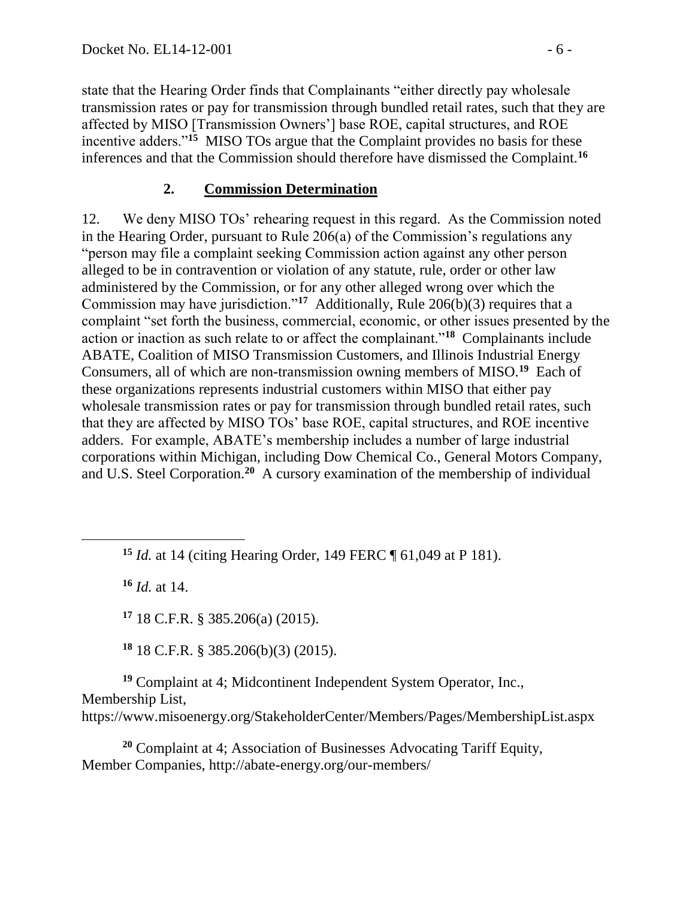state that the Hearing Order finds that Complainants "either directly pay wholesale transmission rates or pay for transmission through bundled retail rates, such that they are affected by MISO [Transmission Owners'] base ROE, capital structures, and ROE incentive adders."[15] MISO TOs argue that the Complaint provides no basis for these inferences and that the Commission should therefore have dismissed the Complaint.[16]

## 2. Commission Determination

12. We deny MISO TOs' rehearing request in this regard. As the Commission noted in the Hearing Order, pursuant to Rule 206(a) of the Commission's regulations any "person may file a complaint seeking Commission action against any other person alleged to be in contravention or violation of any statute, rule, order or other law administered by the Commission, or for any other alleged wrong over which the Commission may have jurisdiction."[17] Additionally, Rule 206(b)(3) requires that a complaint "set forth the business, commercial, economic, or other issues presented by the action or inaction as such relate to or affect the complainant."[18] Complainants include ABATE, Coalition of MISO Transmission Customers, and Illinois Industrial Energy Consumers, all of which are non-transmission owning members of MISO.[19] Each of these organizations represents industrial customers within MISO that either pay wholesale transmission rates or pay for transmission through bundled retail rates, such that they are affected by MISO TOs' base ROE, capital structures, and ROE incentive adders. For example, ABATE's membership includes a number of large industrial corporations within Michigan, including Dow Chemical Co., General Motors Company, and U.S. Steel Corporation.[20] A cursory examination of the membership of individual

---

[15] *Id.* at 14 (citing Hearing Order, 149 FERC ¶ 61,049 at P 181).

[16] *Id.* at 14.

[17] 18 C.F.R. § 385.206(a) (2015).

[18] 18 C.F.R. § 385.206(b)(3) (2015).

[19] Complaint at 4; Midcontinent Independent System Operator, Inc., Membership List, https://www.misoenergy.org/StakeholderCenter/Members/Pages/MembershipList.aspx

[20] Complaint at 4; Association of Businesses Advocating Tariff Equity, Member Companies, http://abate-energy.org/our-members/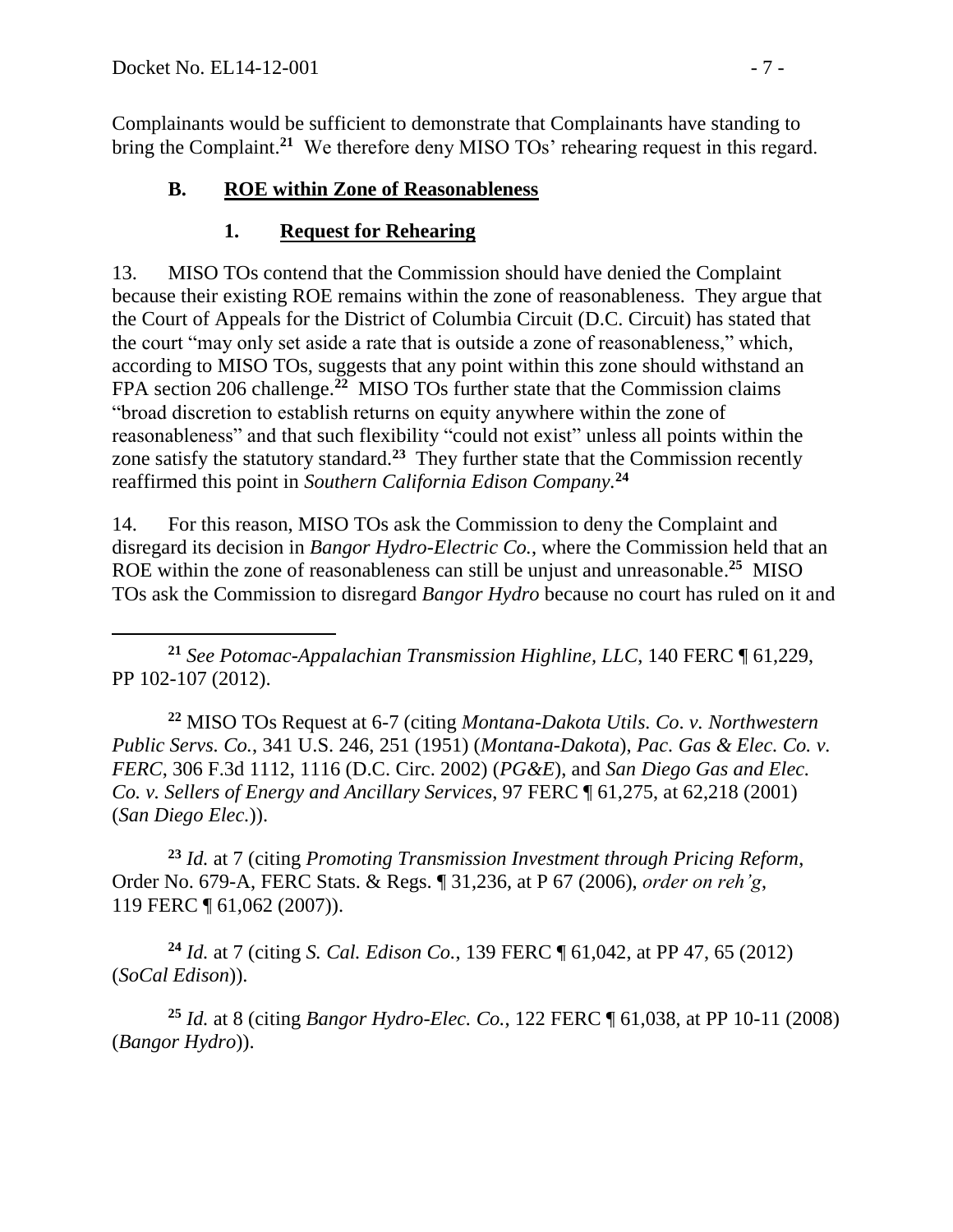Complainants would be sufficient to demonstrate that Complainants have standing to bring the Complaint.[21] We therefore deny MISO TOs' rehearing request in this regard.

## B. ROE within Zone of Reasonableness

### 1. Request for Rehearing

13. MISO TOs contend that the Commission should have denied the Complaint because their existing ROE remains within the zone of reasonableness. They argue that the Court of Appeals for the District of Columbia Circuit (D.C. Circuit) has stated that the court "may only set aside a rate that is outside a zone of reasonableness," which, according to MISO TOs, suggests that any point within this zone should withstand an FPA section 206 challenge.[22] MISO TOs further state that the Commission claims "broad discretion to establish returns on equity anywhere within the zone of reasonableness" and that such flexibility "could not exist" unless all points within the zone satisfy the statutory standard.[23] They further state that the Commission recently reaffirmed this point in *Southern California Edison Company*.[24]

14. For this reason, MISO TOs ask the Commission to deny the Complaint and disregard its decision in *Bangor Hydro-Electric Co.*, where the Commission held that an ROE within the zone of reasonableness can still be unjust and unreasonable.[25] MISO TOs ask the Commission to disregard *Bangor Hydro* because no court has ruled on it and

---

[21] *See Potomac-Appalachian Transmission Highline, LLC*, 140 FERC ¶ 61,229, PP 102-107 (2012).

[22] MISO TOs Request at 6-7 (citing *Montana-Dakota Utils. Co. v. Northwestern Public Servs. Co.*, 341 U.S. 246, 251 (1951) (*Montana-Dakota*), *Pac. Gas & Elec. Co. v. FERC*, 306 F.3d 1112, 1116 (D.C. Circ. 2002) (*PG&E*), and *San Diego Gas and Elec. Co. v. Sellers of Energy and Ancillary Services*, 97 FERC ¶ 61,275, at 62,218 (2001) (*San Diego Elec.*)).

[23] *Id.* at 7 (citing *Promoting Transmission Investment through Pricing Reform*, Order No. 679-A, FERC Stats. & Regs. ¶ 31,236, at P 67 (2006), *order on reh'g*, 119 FERC ¶ 61,062 (2007)).

[24] *Id.* at 7 (citing *S. Cal. Edison Co.*, 139 FERC ¶ 61,042, at PP 47, 65 (2012) (*SoCal Edison*)).

[25] *Id.* at 8 (citing *Bangor Hydro-Elec. Co.*, 122 FERC ¶ 61,038, at PP 10-11 (2008) (*Bangor Hydro*)).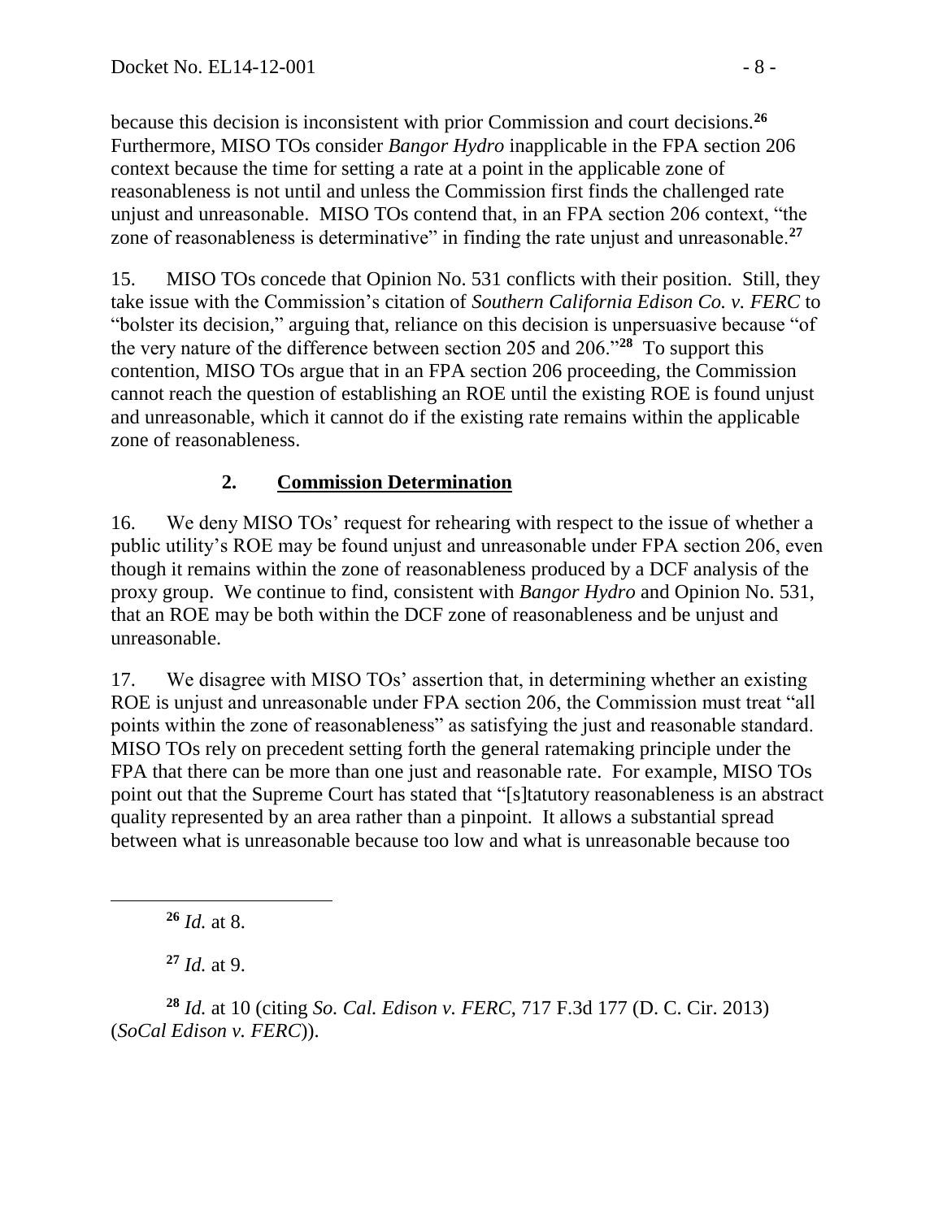because this decision is inconsistent with prior Commission and court decisions.[26] Furthermore, MISO TOs consider *Bangor Hydro* inapplicable in the FPA section 206 context because the time for setting a rate at a point in the applicable zone of reasonableness is not until and unless the Commission first finds the challenged rate unjust and unreasonable. MISO TOs contend that, in an FPA section 206 context, "the zone of reasonableness is determinative" in finding the rate unjust and unreasonable.[27]

15. MISO TOs concede that Opinion No. 531 conflicts with their position. Still, they take issue with the Commission's citation of *Southern California Edison Co. v. FERC* to "bolster its decision," arguing that, reliance on this decision is unpersuasive because "of the very nature of the difference between section 205 and 206."[28] To support this contention, MISO TOs argue that in an FPA section 206 proceeding, the Commission cannot reach the question of establishing an ROE until the existing ROE is found unjust and unreasonable, which it cannot do if the existing rate remains within the applicable zone of reasonableness.

### 2. **Commission Determination**

16. We deny MISO TOs' request for rehearing with respect to the issue of whether a public utility's ROE may be found unjust and unreasonable under FPA section 206, even though it remains within the zone of reasonableness produced by a DCF analysis of the proxy group. We continue to find, consistent with *Bangor Hydro* and Opinion No. 531, that an ROE may be both within the DCF zone of reasonableness and be unjust and unreasonable.

17. We disagree with MISO TOs' assertion that, in determining whether an existing ROE is unjust and unreasonable under FPA section 206, the Commission must treat "all points within the zone of reasonableness" as satisfying the just and reasonable standard. MISO TOs rely on precedent setting forth the general ratemaking principle under the FPA that there can be more than one just and reasonable rate. For example, MISO TOs point out that the Supreme Court has stated that "[s]tatutory reasonableness is an abstract quality represented by an area rather than a pinpoint. It allows a substantial spread between what is unreasonable because too low and what is unreasonable because too

---

[26] *Id.* at 8.

[27] *Id.* at 9.

[28] *Id.* at 10 (citing *So. Cal. Edison v. FERC*, 717 F.3d 177 (D. C. Cir. 2013) (*SoCal Edison v. FERC*)).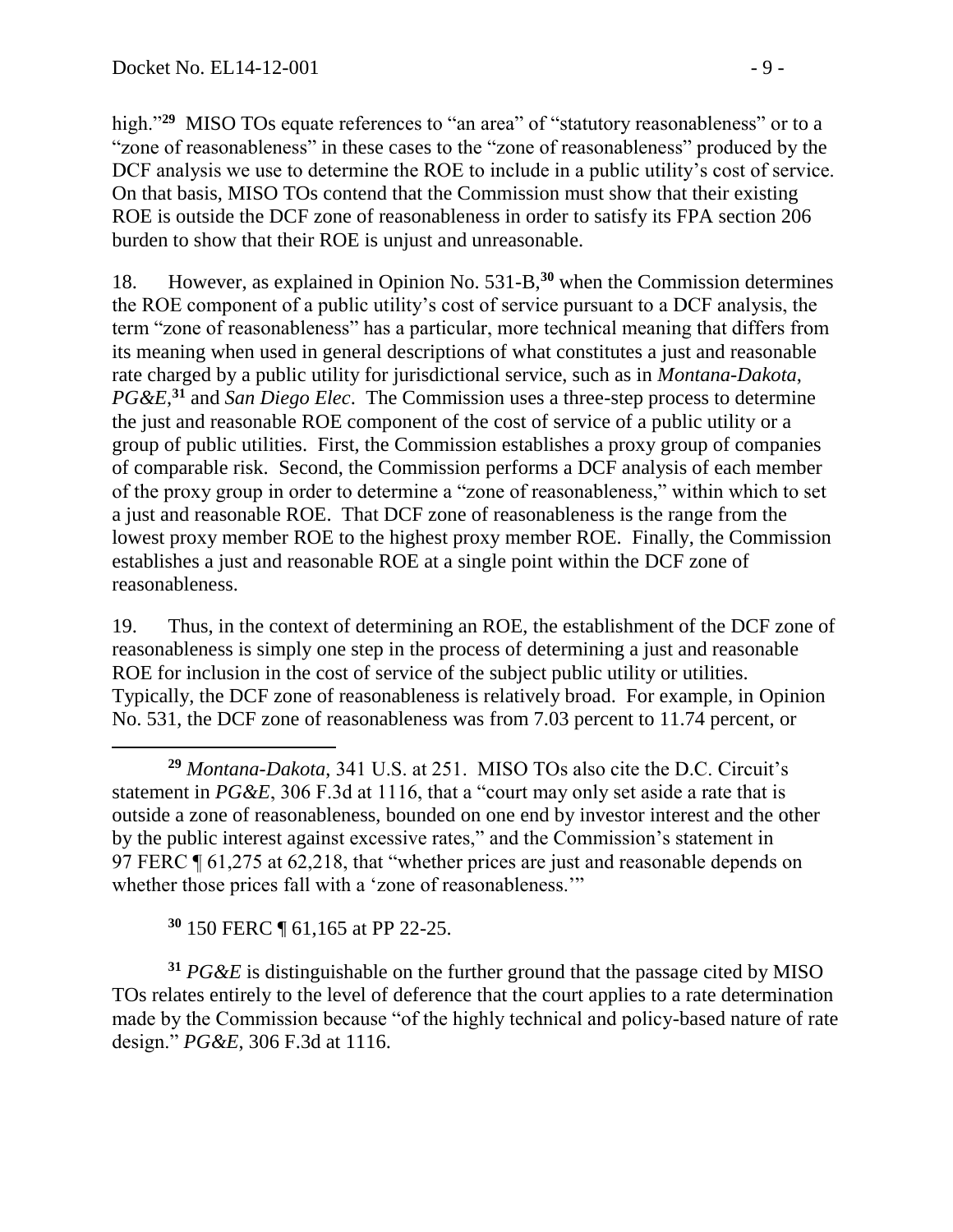high."[29] MISO TOs equate references to "an area" of "statutory reasonableness" or to a "zone of reasonableness" in these cases to the "zone of reasonableness" produced by the DCF analysis we use to determine the ROE to include in a public utility's cost of service. On that basis, MISO TOs contend that the Commission must show that their existing ROE is outside the DCF zone of reasonableness in order to satisfy its FPA section 206 burden to show that their ROE is unjust and unreasonable.

18. However, as explained in Opinion No. 531-B,[30] when the Commission determines the ROE component of a public utility's cost of service pursuant to a DCF analysis, the term "zone of reasonableness" has a particular, more technical meaning that differs from its meaning when used in general descriptions of what constitutes a just and reasonable rate charged by a public utility for jurisdictional service, such as in *Montana-Dakota*, *PG&E*,[31] and *San Diego Elec*. The Commission uses a three-step process to determine the just and reasonable ROE component of the cost of service of a public utility or a group of public utilities. First, the Commission establishes a proxy group of companies of comparable risk. Second, the Commission performs a DCF analysis of each member of the proxy group in order to determine a "zone of reasonableness," within which to set a just and reasonable ROE. That DCF zone of reasonableness is the range from the lowest proxy member ROE to the highest proxy member ROE. Finally, the Commission establishes a just and reasonable ROE at a single point within the DCF zone of reasonableness.

19. Thus, in the context of determining an ROE, the establishment of the DCF zone of reasonableness is simply one step in the process of determining a just and reasonable ROE for inclusion in the cost of service of the subject public utility or utilities. Typically, the DCF zone of reasonableness is relatively broad. For example, in Opinion No. 531, the DCF zone of reasonableness was from 7.03 percent to 11.74 percent, or

---

[29] *Montana-Dakota*, 341 U.S. at 251. MISO TOs also cite the D.C. Circuit's statement in *PG&E*, 306 F.3d at 1116, that a "court may only set aside a rate that is outside a zone of reasonableness, bounded on one end by investor interest and the other by the public interest against excessive rates," and the Commission's statement in 97 FERC ¶ 61,275 at 62,218, that "whether prices are just and reasonable depends on whether those prices fall with a 'zone of reasonableness.'"

[30] 150 FERC ¶ 61,165 at PP 22-25.

[31] *PG&E* is distinguishable on the further ground that the passage cited by MISO TOs relates entirely to the level of deference that the court applies to a rate determination made by the Commission because "of the highly technical and policy-based nature of rate design." *PG&E*, 306 F.3d at 1116.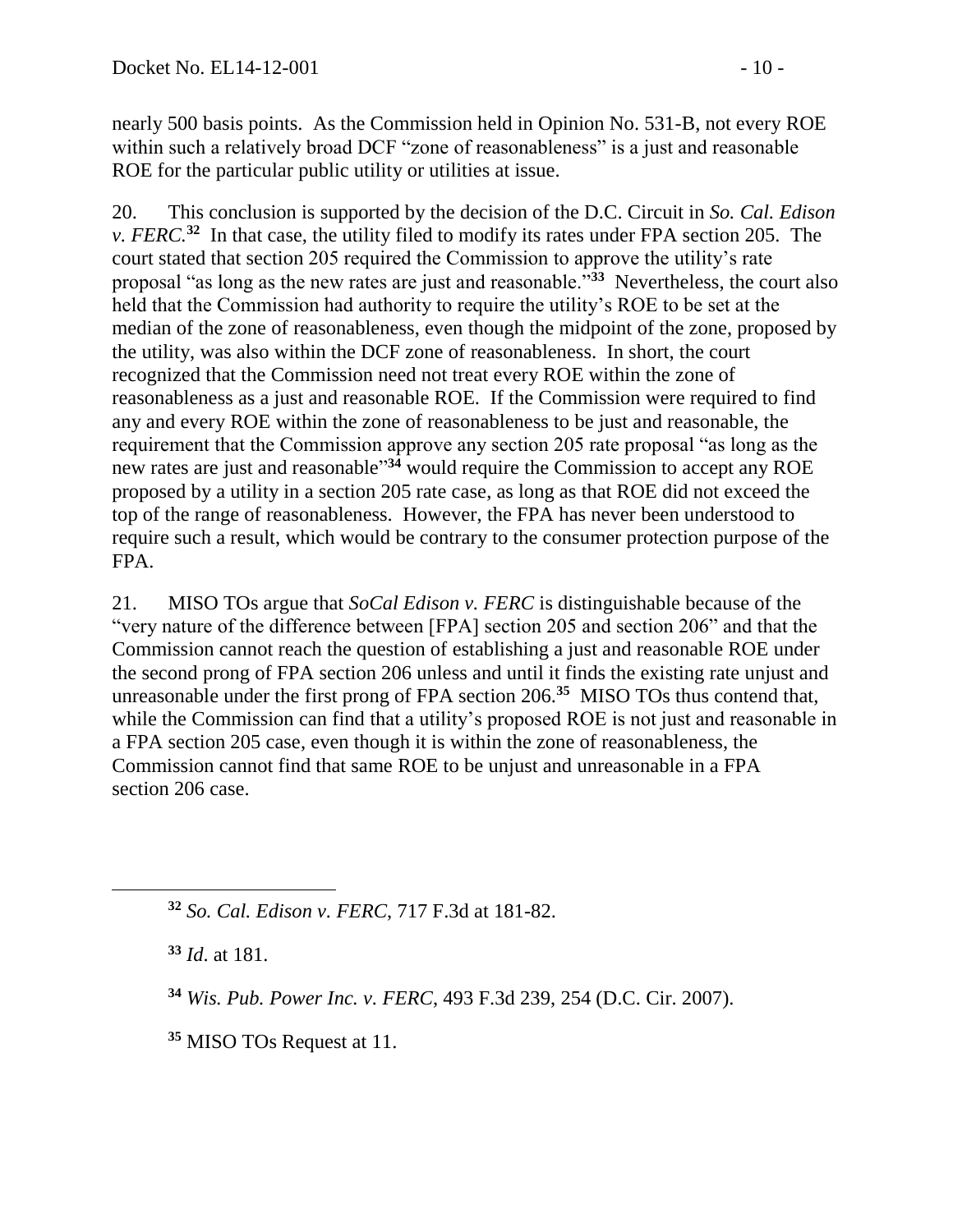nearly 500 basis points. As the Commission held in Opinion No. 531-B, not every ROE within such a relatively broad DCF "zone of reasonableness" is a just and reasonable ROE for the particular public utility or utilities at issue.

20. This conclusion is supported by the decision of the D.C. Circuit in *So. Cal. Edison v. FERC.*[32] In that case, the utility filed to modify its rates under FPA section 205. The court stated that section 205 required the Commission to approve the utility's rate proposal "as long as the new rates are just and reasonable."[33] Nevertheless, the court also held that the Commission had authority to require the utility's ROE to be set at the median of the zone of reasonableness, even though the midpoint of the zone, proposed by the utility, was also within the DCF zone of reasonableness. In short, the court recognized that the Commission need not treat every ROE within the zone of reasonableness as a just and reasonable ROE. If the Commission were required to find any and every ROE within the zone of reasonableness to be just and reasonable, the requirement that the Commission approve any section 205 rate proposal "as long as the new rates are just and reasonable"[34] would require the Commission to accept any ROE proposed by a utility in a section 205 rate case, as long as that ROE did not exceed the top of the range of reasonableness. However, the FPA has never been understood to require such a result, which would be contrary to the consumer protection purpose of the FPA.

21. MISO TOs argue that *SoCal Edison v. FERC* is distinguishable because of the "very nature of the difference between [FPA] section 205 and section 206" and that the Commission cannot reach the question of establishing a just and reasonable ROE under the second prong of FPA section 206 unless and until it finds the existing rate unjust and unreasonable under the first prong of FPA section 206.[35] MISO TOs thus contend that, while the Commission can find that a utility's proposed ROE is not just and reasonable in a FPA section 205 case, even though it is within the zone of reasonableness, the Commission cannot find that same ROE to be unjust and unreasonable in a FPA section 206 case.

---

[32] *So. Cal. Edison v. FERC*, 717 F.3d at 181-82.

[33] *Id*. at 181.

[34] *Wis. Pub. Power Inc. v. FERC*, 493 F.3d 239, 254 (D.C. Cir. 2007).

[35] MISO TOs Request at 11.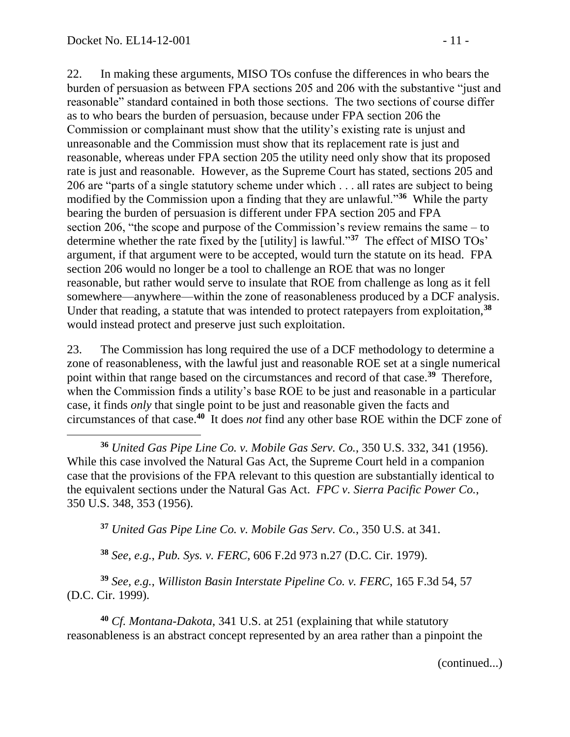22. In making these arguments, MISO TOs confuse the differences in who bears the burden of persuasion as between FPA sections 205 and 206 with the substantive "just and reasonable" standard contained in both those sections. The two sections of course differ as to who bears the burden of persuasion, because under FPA section 206 the Commission or complainant must show that the utility's existing rate is unjust and unreasonable and the Commission must show that its replacement rate is just and reasonable, whereas under FPA section 205 the utility need only show that its proposed rate is just and reasonable. However, as the Supreme Court has stated, sections 205 and 206 are "parts of a single statutory scheme under which . . . all rates are subject to being modified by the Commission upon a finding that they are unlawful."[36] While the party bearing the burden of persuasion is different under FPA section 205 and FPA section 206, "the scope and purpose of the Commission's review remains the same – to determine whether the rate fixed by the [utility] is lawful."[37] The effect of MISO TOs' argument, if that argument were to be accepted, would turn the statute on its head. FPA section 206 would no longer be a tool to challenge an ROE that was no longer reasonable, but rather would serve to insulate that ROE from challenge as long as it fell somewhere—anywhere—within the zone of reasonableness produced by a DCF analysis. Under that reading, a statute that was intended to protect ratepayers from exploitation,[38] would instead protect and preserve just such exploitation.

23. The Commission has long required the use of a DCF methodology to determine a zone of reasonableness, with the lawful just and reasonable ROE set at a single numerical point within that range based on the circumstances and record of that case.[39] Therefore, when the Commission finds a utility's base ROE to be just and reasonable in a particular case, it finds *only* that single point to be just and reasonable given the facts and circumstances of that case.[40] It does *not* find any other base ROE within the DCF zone of

---

[36] *United Gas Pipe Line Co. v. Mobile Gas Serv. Co.*, 350 U.S. 332, 341 (1956). While this case involved the Natural Gas Act, the Supreme Court held in a companion case that the provisions of the FPA relevant to this question are substantially identical to the equivalent sections under the Natural Gas Act. *FPC v. Sierra Pacific Power Co.*, 350 U.S. 348, 353 (1956).

[37] *United Gas Pipe Line Co. v. Mobile Gas Serv. Co.*, 350 U.S. at 341.

[38] *See, e.g.*, *Pub. Sys. v. FERC*, 606 F.2d 973 n.27 (D.C. Cir. 1979).

[39] *See, e.g.*, *Williston Basin Interstate Pipeline Co. v. FERC*, 165 F.3d 54, 57 (D.C. Cir. 1999).

[40] *Cf. Montana-Dakota*, 341 U.S. at 251 (explaining that while statutory reasonableness is an abstract concept represented by an area rather than a pinpoint the

(continued...)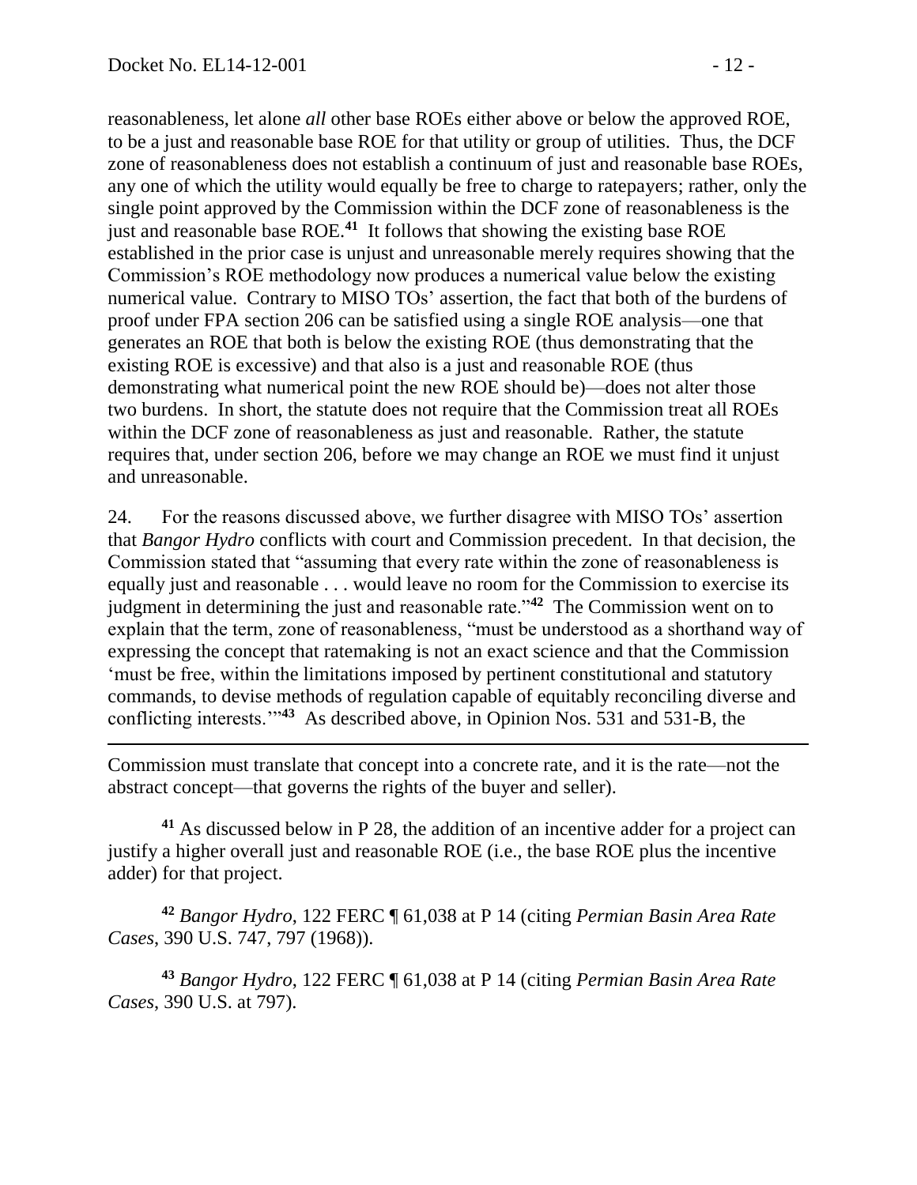reasonableness, let alone *all* other base ROEs either above or below the approved ROE, to be a just and reasonable base ROE for that utility or group of utilities. Thus, the DCF zone of reasonableness does not establish a continuum of just and reasonable base ROEs, any one of which the utility would equally be free to charge to ratepayers; rather, only the single point approved by the Commission within the DCF zone of reasonableness is the just and reasonable base ROE.[41] It follows that showing the existing base ROE established in the prior case is unjust and unreasonable merely requires showing that the Commission's ROE methodology now produces a numerical value below the existing numerical value. Contrary to MISO TOs' assertion, the fact that both of the burdens of proof under FPA section 206 can be satisfied using a single ROE analysis—one that generates an ROE that both is below the existing ROE (thus demonstrating that the existing ROE is excessive) and that also is a just and reasonable ROE (thus demonstrating what numerical point the new ROE should be)—does not alter those two burdens. In short, the statute does not require that the Commission treat all ROEs within the DCF zone of reasonableness as just and reasonable. Rather, the statute requires that, under section 206, before we may change an ROE we must find it unjust and unreasonable.

24. For the reasons discussed above, we further disagree with MISO TOs' assertion that *Bangor Hydro* conflicts with court and Commission precedent. In that decision, the Commission stated that "assuming that every rate within the zone of reasonableness is equally just and reasonable . . . would leave no room for the Commission to exercise its judgment in determining the just and reasonable rate."[42] The Commission went on to explain that the term, zone of reasonableness, "must be understood as a shorthand way of expressing the concept that ratemaking is not an exact science and that the Commission 'must be free, within the limitations imposed by pertinent constitutional and statutory commands, to devise methods of regulation capable of equitably reconciling diverse and conflicting interests.'"[43] As described above, in Opinion Nos. 531 and 531-B, the

---

Commission must translate that concept into a concrete rate, and it is the rate—not the abstract concept—that governs the rights of the buyer and seller).

[41] As discussed below in P 28, the addition of an incentive adder for a project can justify a higher overall just and reasonable ROE (i.e., the base ROE plus the incentive adder) for that project.

[42] *Bangor Hydro*, 122 FERC ¶ 61,038 at P 14 (citing *Permian Basin Area Rate Cases*, 390 U.S. 747, 797 (1968)).

[43] *Bangor Hydro*, 122 FERC ¶ 61,038 at P 14 (citing *Permian Basin Area Rate Cases*, 390 U.S. at 797).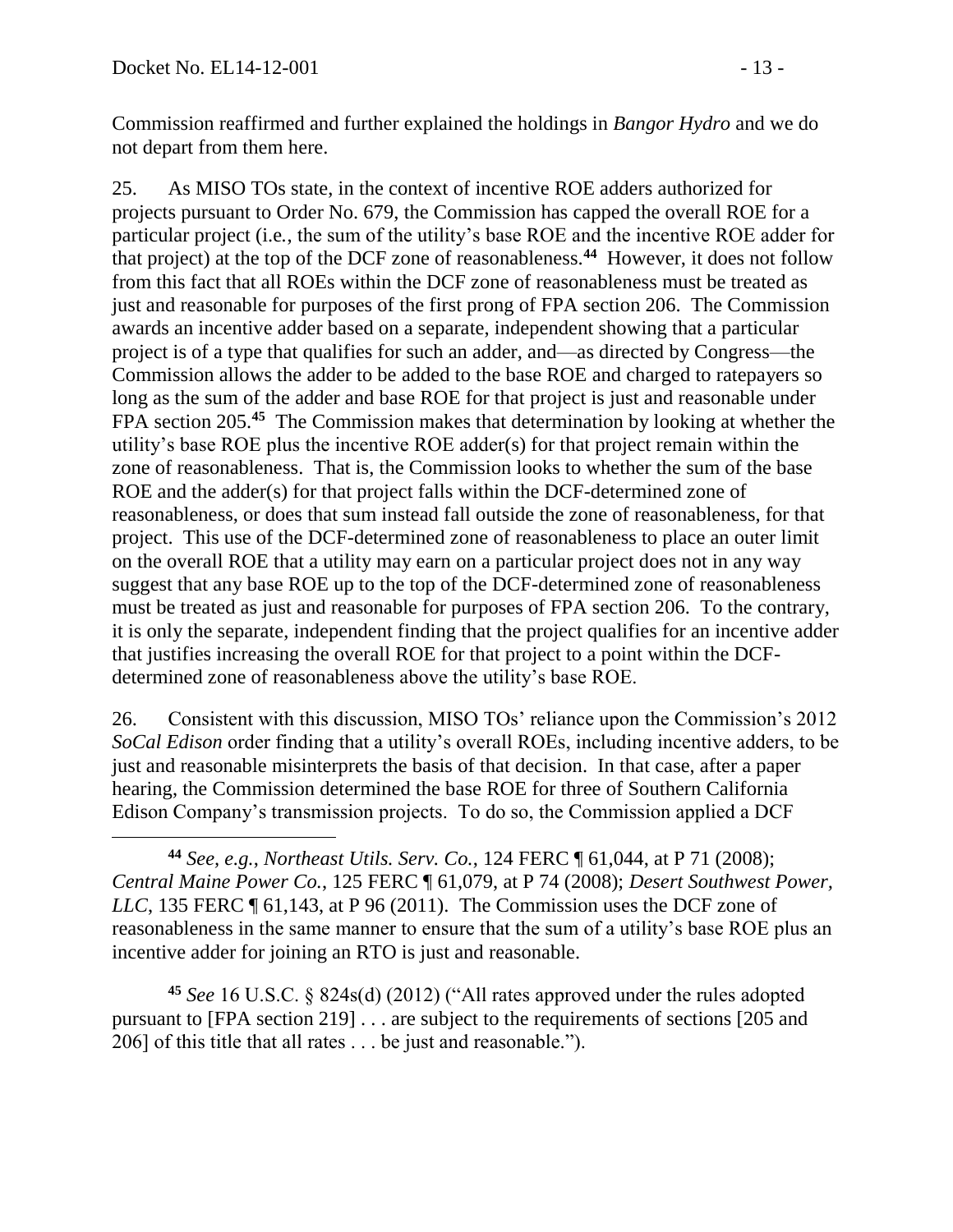Commission reaffirmed and further explained the holdings in *Bangor Hydro* and we do not depart from them here.

25. As MISO TOs state, in the context of incentive ROE adders authorized for projects pursuant to Order No. 679, the Commission has capped the overall ROE for a particular project (i.e., the sum of the utility's base ROE and the incentive ROE adder for that project) at the top of the DCF zone of reasonableness.[44] However, it does not follow from this fact that all ROEs within the DCF zone of reasonableness must be treated as just and reasonable for purposes of the first prong of FPA section 206. The Commission awards an incentive adder based on a separate, independent showing that a particular project is of a type that qualifies for such an adder, and—as directed by Congress—the Commission allows the adder to be added to the base ROE and charged to ratepayers so long as the sum of the adder and base ROE for that project is just and reasonable under FPA section 205.[45] The Commission makes that determination by looking at whether the utility's base ROE plus the incentive ROE adder(s) for that project remain within the zone of reasonableness. That is, the Commission looks to whether the sum of the base ROE and the adder(s) for that project falls within the DCF-determined zone of reasonableness, or does that sum instead fall outside the zone of reasonableness, for that project. This use of the DCF-determined zone of reasonableness to place an outer limit on the overall ROE that a utility may earn on a particular project does not in any way suggest that any base ROE up to the top of the DCF-determined zone of reasonableness must be treated as just and reasonable for purposes of FPA section 206. To the contrary, it is only the separate, independent finding that the project qualifies for an incentive adder that justifies increasing the overall ROE for that project to a point within the DCF-determined zone of reasonableness above the utility's base ROE.

26. Consistent with this discussion, MISO TOs' reliance upon the Commission's 2012 *SoCal Edison* order finding that a utility's overall ROEs, including incentive adders, to be just and reasonable misinterprets the basis of that decision. In that case, after a paper hearing, the Commission determined the base ROE for three of Southern California Edison Company's transmission projects. To do so, the Commission applied a DCF

---

[44] *See, e.g.*, *Northeast Utils. Serv. Co.*, 124 FERC ¶ 61,044, at P 71 (2008); *Central Maine Power Co.*, 125 FERC ¶ 61,079, at P 74 (2008); *Desert Southwest Power, LLC*, 135 FERC ¶ 61,143, at P 96 (2011). The Commission uses the DCF zone of reasonableness in the same manner to ensure that the sum of a utility's base ROE plus an incentive adder for joining an RTO is just and reasonable.

[45] *See* 16 U.S.C. § 824s(d) (2012) ("All rates approved under the rules adopted pursuant to [FPA section 219] . . . are subject to the requirements of sections [205 and 206] of this title that all rates . . . be just and reasonable.").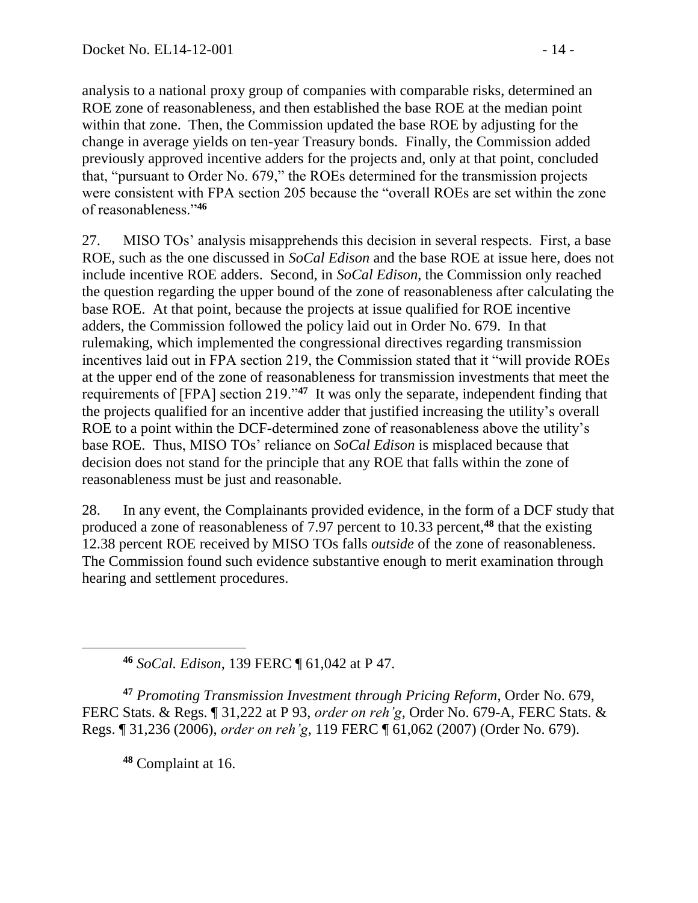analysis to a national proxy group of companies with comparable risks, determined an ROE zone of reasonableness, and then established the base ROE at the median point within that zone. Then, the Commission updated the base ROE by adjusting for the change in average yields on ten-year Treasury bonds. Finally, the Commission added previously approved incentive adders for the projects and, only at that point, concluded that, "pursuant to Order No. 679," the ROEs determined for the transmission projects were consistent with FPA section 205 because the "overall ROEs are set within the zone of reasonableness."[46]

27. MISO TOs' analysis misapprehends this decision in several respects. First, a base ROE, such as the one discussed in *SoCal Edison* and the base ROE at issue here, does not include incentive ROE adders. Second, in *SoCal Edison*, the Commission only reached the question regarding the upper bound of the zone of reasonableness after calculating the base ROE. At that point, because the projects at issue qualified for ROE incentive adders, the Commission followed the policy laid out in Order No. 679. In that rulemaking, which implemented the congressional directives regarding transmission incentives laid out in FPA section 219, the Commission stated that it "will provide ROEs at the upper end of the zone of reasonableness for transmission investments that meet the requirements of [FPA] section 219."[47] It was only the separate, independent finding that the projects qualified for an incentive adder that justified increasing the utility's overall ROE to a point within the DCF-determined zone of reasonableness above the utility's base ROE. Thus, MISO TOs' reliance on *SoCal Edison* is misplaced because that decision does not stand for the principle that any ROE that falls within the zone of reasonableness must be just and reasonable.

28. In any event, the Complainants provided evidence, in the form of a DCF study that produced a zone of reasonableness of 7.97 percent to 10.33 percent,[48] that the existing 12.38 percent ROE received by MISO TOs falls *outside* of the zone of reasonableness. The Commission found such evidence substantive enough to merit examination through hearing and settlement procedures.

---

[46] *SoCal. Edison*, 139 FERC ¶ 61,042 at P 47.

[47] *Promoting Transmission Investment through Pricing Reform*, Order No. 679, FERC Stats. & Regs. ¶ 31,222 at P 93, *order on reh'g*, Order No. 679-A, FERC Stats. & Regs. ¶ 31,236 (2006), *order on reh'g*, 119 FERC ¶ 61,062 (2007) (Order No. 679).

[48] Complaint at 16.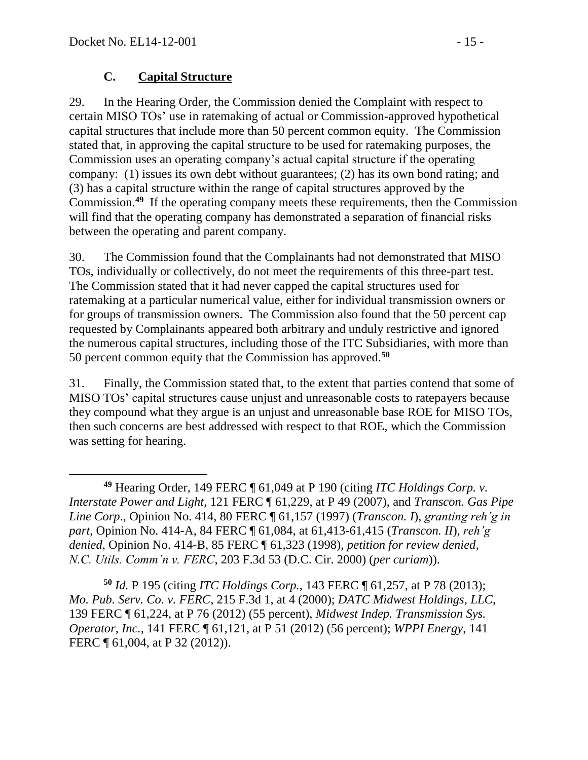### C. Capital Structure

29. In the Hearing Order, the Commission denied the Complaint with respect to certain MISO TOs' use in ratemaking of actual or Commission-approved hypothetical capital structures that include more than 50 percent common equity. The Commission stated that, in approving the capital structure to be used for ratemaking purposes, the Commission uses an operating company's actual capital structure if the operating company: (1) issues its own debt without guarantees; (2) has its own bond rating; and (3) has a capital structure within the range of capital structures approved by the Commission.[49] If the operating company meets these requirements, then the Commission will find that the operating company has demonstrated a separation of financial risks between the operating and parent company.

30. The Commission found that the Complainants had not demonstrated that MISO TOs, individually or collectively, do not meet the requirements of this three-part test. The Commission stated that it had never capped the capital structures used for ratemaking at a particular numerical value, either for individual transmission owners or for groups of transmission owners. The Commission also found that the 50 percent cap requested by Complainants appeared both arbitrary and unduly restrictive and ignored the numerous capital structures, including those of the ITC Subsidiaries, with more than 50 percent common equity that the Commission has approved.[50]

31. Finally, the Commission stated that, to the extent that parties contend that some of MISO TOs' capital structures cause unjust and unreasonable costs to ratepayers because they compound what they argue is an unjust and unreasonable base ROE for MISO TOs, then such concerns are best addressed with respect to that ROE, which the Commission was setting for hearing.

---

[49] Hearing Order, 149 FERC ¶ 61,049 at P 190 (citing *ITC Holdings Corp. v. Interstate Power and Light*, 121 FERC ¶ 61,229, at P 49 (2007), and *Transcon. Gas Pipe Line Corp*., Opinion No. 414, 80 FERC ¶ 61,157 (1997) (*Transcon. I*), *granting reh'g in part*, Opinion No. 414-A, 84 FERC ¶ 61,084, at 61,413-61,415 (*Transcon. II*), *reh'g denied*, Opinion No. 414-B, 85 FERC ¶ 61,323 (1998), *petition for review denied*, *N.C. Utils. Comm'n v. FERC*, 203 F.3d 53 (D.C. Cir. 2000) (*per curiam*)).

[50] *Id.* P 195 (citing *ITC Holdings Corp.*, 143 FERC ¶ 61,257, at P 78 (2013); *Mo. Pub. Serv. Co. v. FERC*, 215 F.3d 1, at 4 (2000); *DATC Midwest Holdings, LLC*, 139 FERC ¶ 61,224, at P 76 (2012) (55 percent), *Midwest Indep. Transmission Sys. Operator, Inc.*, 141 FERC ¶ 61,121, at P 51 (2012) (56 percent); *WPPI Energy*, 141 FERC ¶ 61,004, at P 32 (2012)).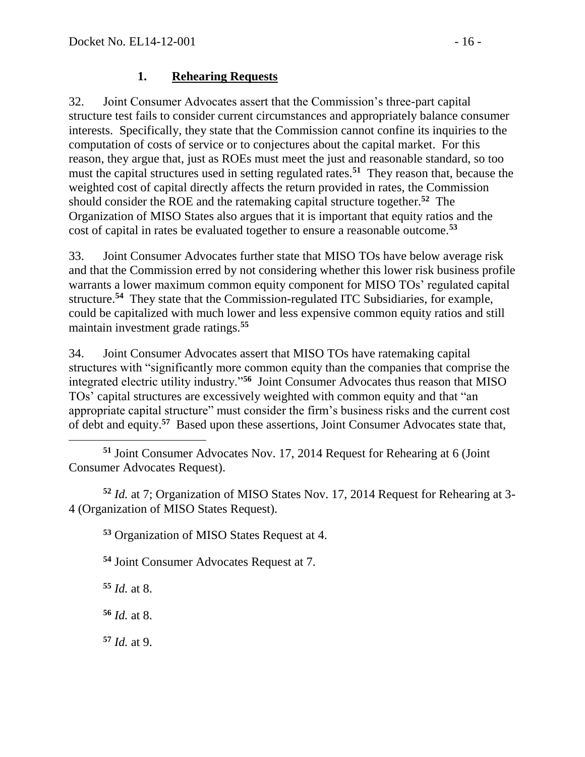### 1. **Rehearing Requests**

32. Joint Consumer Advocates assert that the Commission's three-part capital structure test fails to consider current circumstances and appropriately balance consumer interests. Specifically, they state that the Commission cannot confine its inquiries to the computation of costs of service or to conjectures about the capital market. For this reason, they argue that, just as ROEs must meet the just and reasonable standard, so too must the capital structures used in setting regulated rates.[51] They reason that, because the weighted cost of capital directly affects the return provided in rates, the Commission should consider the ROE and the ratemaking capital structure together.[52] The Organization of MISO States also argues that it is important that equity ratios and the cost of capital in rates be evaluated together to ensure a reasonable outcome.[53]

33. Joint Consumer Advocates further state that MISO TOs have below average risk and that the Commission erred by not considering whether this lower risk business profile warrants a lower maximum common equity component for MISO TOs' regulated capital structure.[54] They state that the Commission-regulated ITC Subsidiaries, for example, could be capitalized with much lower and less expensive common equity ratios and still maintain investment grade ratings.[55]

34. Joint Consumer Advocates assert that MISO TOs have ratemaking capital structures with "significantly more common equity than the companies that comprise the integrated electric utility industry."[56] Joint Consumer Advocates thus reason that MISO TOs' capital structures are excessively weighted with common equity and that "an appropriate capital structure" must consider the firm's business risks and the current cost of debt and equity.[57] Based upon these assertions, Joint Consumer Advocates state that,

---

[51] Joint Consumer Advocates Nov. 17, 2014 Request for Rehearing at 6 (Joint Consumer Advocates Request).

[52] *Id.* at 7; Organization of MISO States Nov. 17, 2014 Request for Rehearing at 3-4 (Organization of MISO States Request).

[53] Organization of MISO States Request at 4.

[54] Joint Consumer Advocates Request at 7.

[55] *Id.* at 8.

[56] *Id.* at 8.

[57] *Id.* at 9.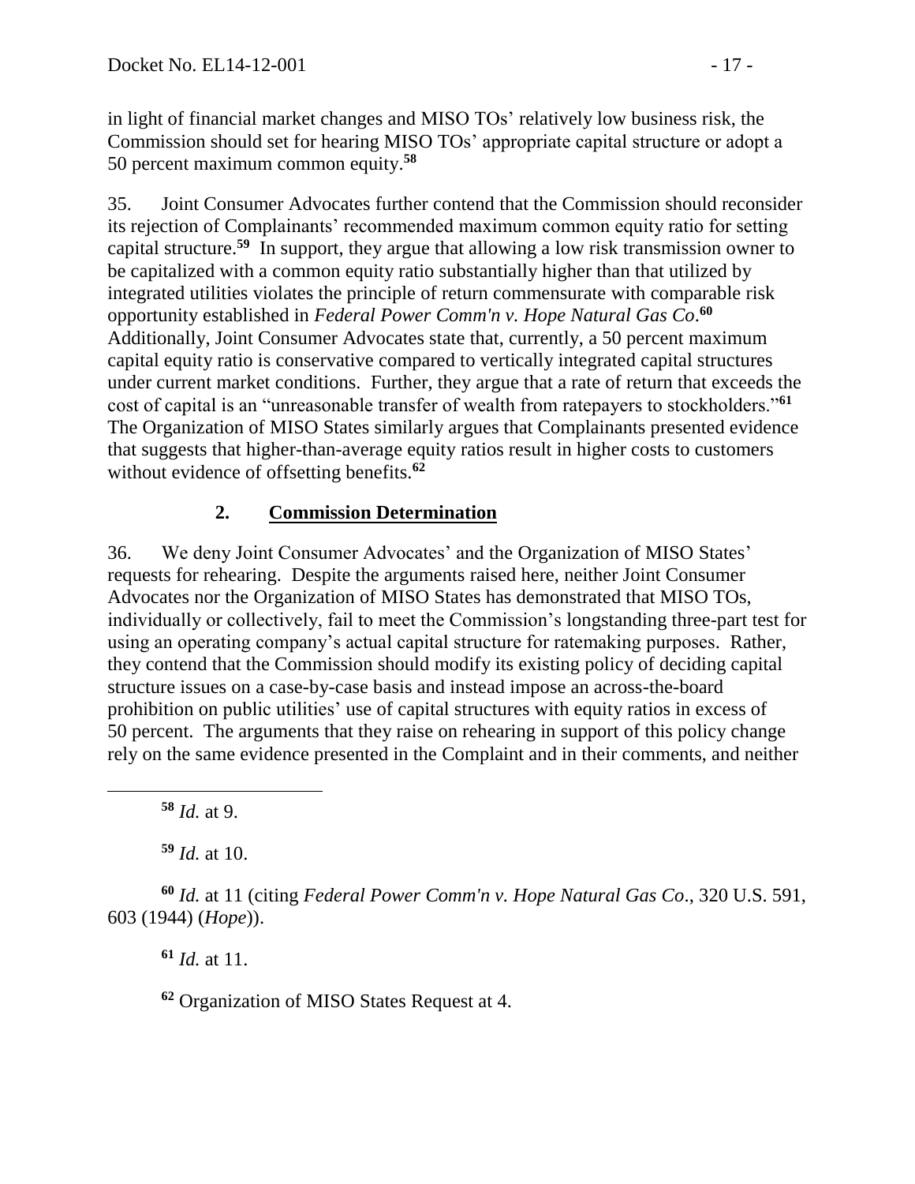in light of financial market changes and MISO TOs' relatively low business risk, the Commission should set for hearing MISO TOs' appropriate capital structure or adopt a 50 percent maximum common equity.[58]

35. Joint Consumer Advocates further contend that the Commission should reconsider its rejection of Complainants' recommended maximum common equity ratio for setting capital structure.[59] In support, they argue that allowing a low risk transmission owner to be capitalized with a common equity ratio substantially higher than that utilized by integrated utilities violates the principle of return commensurate with comparable risk opportunity established in *Federal Power Comm'n v. Hope Natural Gas Co*.[60] Additionally, Joint Consumer Advocates state that, currently, a 50 percent maximum capital equity ratio is conservative compared to vertically integrated capital structures under current market conditions. Further, they argue that a rate of return that exceeds the cost of capital is an "unreasonable transfer of wealth from ratepayers to stockholders."[61] The Organization of MISO States similarly argues that Complainants presented evidence that suggests that higher-than-average equity ratios result in higher costs to customers without evidence of offsetting benefits.[62]

## 2. Commission Determination

36. We deny Joint Consumer Advocates' and the Organization of MISO States' requests for rehearing. Despite the arguments raised here, neither Joint Consumer Advocates nor the Organization of MISO States has demonstrated that MISO TOs, individually or collectively, fail to meet the Commission's longstanding three-part test for using an operating company's actual capital structure for ratemaking purposes. Rather, they contend that the Commission should modify its existing policy of deciding capital structure issues on a case-by-case basis and instead impose an across-the-board prohibition on public utilities' use of capital structures with equity ratios in excess of 50 percent. The arguments that they raise on rehearing in support of this policy change rely on the same evidence presented in the Complaint and in their comments, and neither

---

[58] *Id.* at 9.

[59] *Id.* at 10.

[60] *Id.* at 11 (citing *Federal Power Comm'n v. Hope Natural Gas Co*., 320 U.S. 591, 603 (1944) (*Hope*)).

[61] *Id.* at 11.

[62] Organization of MISO States Request at 4.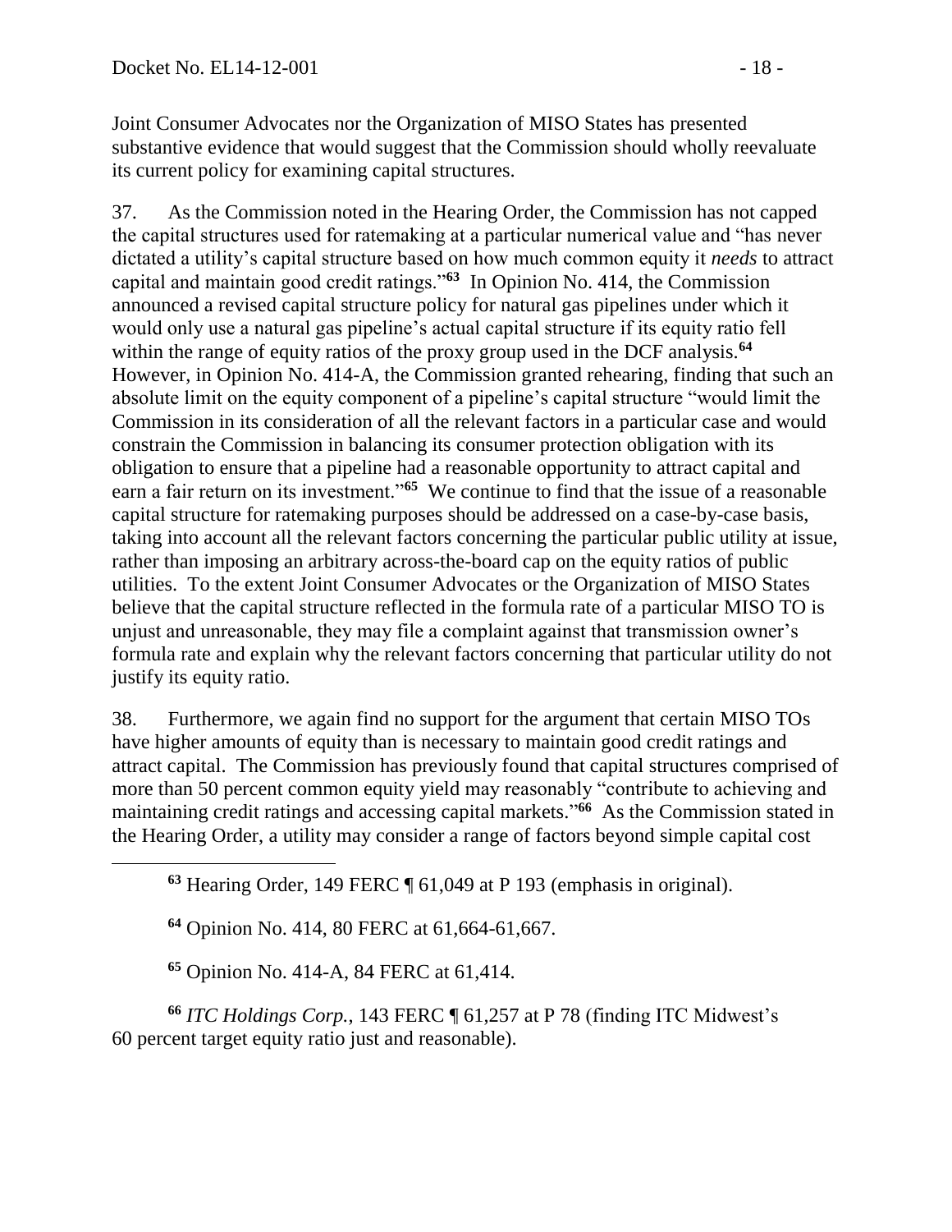Joint Consumer Advocates nor the Organization of MISO States has presented substantive evidence that would suggest that the Commission should wholly reevaluate its current policy for examining capital structures.

37. As the Commission noted in the Hearing Order, the Commission has not capped the capital structures used for ratemaking at a particular numerical value and "has never dictated a utility's capital structure based on how much common equity it *needs* to attract capital and maintain good credit ratings."[63] In Opinion No. 414, the Commission announced a revised capital structure policy for natural gas pipelines under which it would only use a natural gas pipeline's actual capital structure if its equity ratio fell within the range of equity ratios of the proxy group used in the DCF analysis.[64] However, in Opinion No. 414-A, the Commission granted rehearing, finding that such an absolute limit on the equity component of a pipeline's capital structure "would limit the Commission in its consideration of all the relevant factors in a particular case and would constrain the Commission in balancing its consumer protection obligation with its obligation to ensure that a pipeline had a reasonable opportunity to attract capital and earn a fair return on its investment."[65] We continue to find that the issue of a reasonable capital structure for ratemaking purposes should be addressed on a case-by-case basis, taking into account all the relevant factors concerning the particular public utility at issue, rather than imposing an arbitrary across-the-board cap on the equity ratios of public utilities. To the extent Joint Consumer Advocates or the Organization of MISO States believe that the capital structure reflected in the formula rate of a particular MISO TO is unjust and unreasonable, they may file a complaint against that transmission owner's formula rate and explain why the relevant factors concerning that particular utility do not justify its equity ratio.

38. Furthermore, we again find no support for the argument that certain MISO TOs have higher amounts of equity than is necessary to maintain good credit ratings and attract capital. The Commission has previously found that capital structures comprised of more than 50 percent common equity yield may reasonably "contribute to achieving and maintaining credit ratings and accessing capital markets."[66] As the Commission stated in the Hearing Order, a utility may consider a range of factors beyond simple capital cost

---

[63] Hearing Order, 149 FERC ¶ 61,049 at P 193 (emphasis in original).

[64] Opinion No. 414, 80 FERC at 61,664-61,667.

[65] Opinion No. 414-A, 84 FERC at 61,414.

[66] *ITC Holdings Corp.*, 143 FERC ¶ 61,257 at P 78 (finding ITC Midwest's 60 percent target equity ratio just and reasonable).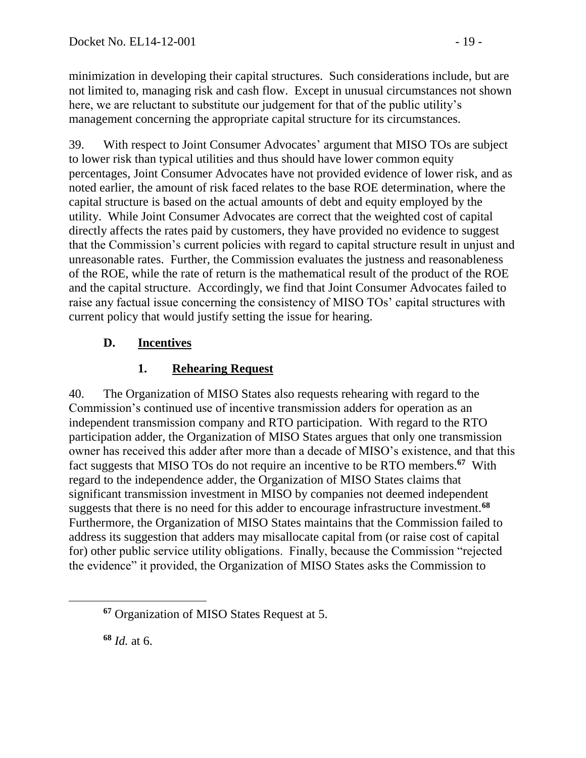minimization in developing their capital structures. Such considerations include, but are not limited to, managing risk and cash flow. Except in unusual circumstances not shown here, we are reluctant to substitute our judgement for that of the public utility's management concerning the appropriate capital structure for its circumstances.

39. With respect to Joint Consumer Advocates' argument that MISO TOs are subject to lower risk than typical utilities and thus should have lower common equity percentages, Joint Consumer Advocates have not provided evidence of lower risk, and as noted earlier, the amount of risk faced relates to the base ROE determination, where the capital structure is based on the actual amounts of debt and equity employed by the utility. While Joint Consumer Advocates are correct that the weighted cost of capital directly affects the rates paid by customers, they have provided no evidence to suggest that the Commission's current policies with regard to capital structure result in unjust and unreasonable rates. Further, the Commission evaluates the justness and reasonableness of the ROE, while the rate of return is the mathematical result of the product of the ROE and the capital structure. Accordingly, we find that Joint Consumer Advocates failed to raise any factual issue concerning the consistency of MISO TOs' capital structures with current policy that would justify setting the issue for hearing.

### D. <u>Incentives</u>

#### 1. <u>Rehearing Request</u>

40. The Organization of MISO States also requests rehearing with regard to the Commission's continued use of incentive transmission adders for operation as an independent transmission company and RTO participation. With regard to the RTO participation adder, the Organization of MISO States argues that only one transmission owner has received this adder after more than a decade of MISO's existence, and that this fact suggests that MISO TOs do not require an incentive to be RTO members.[67] With regard to the independence adder, the Organization of MISO States claims that significant transmission investment in MISO by companies not deemed independent suggests that there is no need for this adder to encourage infrastructure investment.[68] Furthermore, the Organization of MISO States maintains that the Commission failed to address its suggestion that adders may misallocate capital from (or raise cost of capital for) other public service utility obligations. Finally, because the Commission "rejected the evidence" it provided, the Organization of MISO States asks the Commission to

---

[67] Organization of MISO States Request at 5.

[68] *Id.* at 6.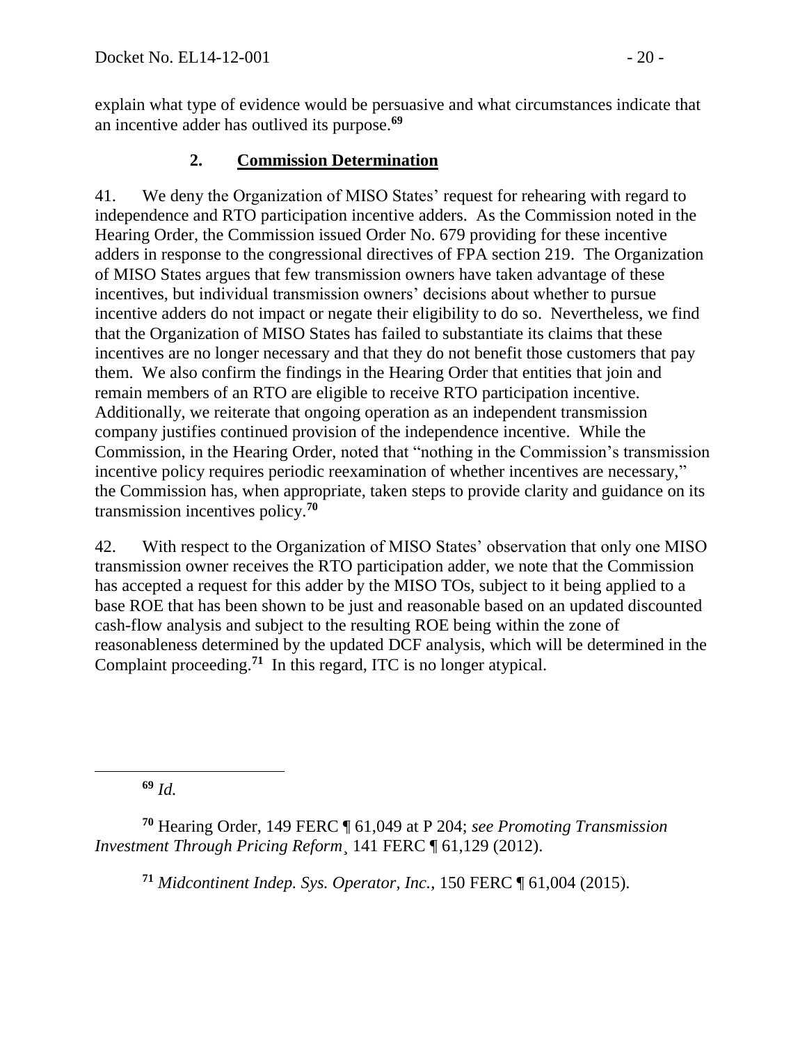explain what type of evidence would be persuasive and what circumstances indicate that an incentive adder has outlived its purpose.[69]

### 2. Commission Determination

41. We deny the Organization of MISO States' request for rehearing with regard to independence and RTO participation incentive adders. As the Commission noted in the Hearing Order, the Commission issued Order No. 679 providing for these incentive adders in response to the congressional directives of FPA section 219. The Organization of MISO States argues that few transmission owners have taken advantage of these incentives, but individual transmission owners' decisions about whether to pursue incentive adders do not impact or negate their eligibility to do so. Nevertheless, we find that the Organization of MISO States has failed to substantiate its claims that these incentives are no longer necessary and that they do not benefit those customers that pay them. We also confirm the findings in the Hearing Order that entities that join and remain members of an RTO are eligible to receive RTO participation incentive. Additionally, we reiterate that ongoing operation as an independent transmission company justifies continued provision of the independence incentive. While the Commission, in the Hearing Order, noted that "nothing in the Commission's transmission incentive policy requires periodic reexamination of whether incentives are necessary," the Commission has, when appropriate, taken steps to provide clarity and guidance on its transmission incentives policy.[70]

42. With respect to the Organization of MISO States' observation that only one MISO transmission owner receives the RTO participation adder, we note that the Commission has accepted a request for this adder by the MISO TOs, subject to it being applied to a base ROE that has been shown to be just and reasonable based on an updated discounted cash-flow analysis and subject to the resulting ROE being within the zone of reasonableness determined by the updated DCF analysis, which will be determined in the Complaint proceeding.[71] In this regard, ITC is no longer atypical.

---

[69] *Id.*

[70] Hearing Order, 149 FERC ¶ 61,049 at P 204; *see Promoting Transmission Investment Through Pricing Reform*¸ 141 FERC ¶ 61,129 (2012).

[71] *Midcontinent Indep. Sys. Operator, Inc.*, 150 FERC ¶ 61,004 (2015).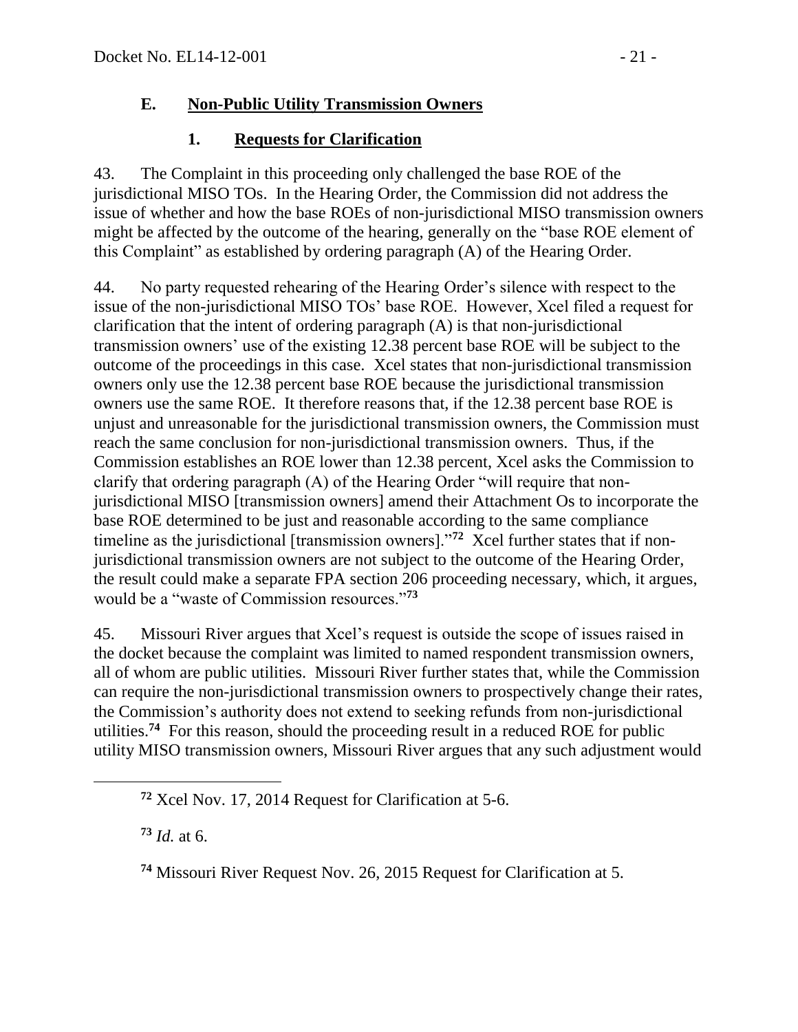### E. Non-Public Utility Transmission Owners

#### 1. Requests for Clarification

43. The Complaint in this proceeding only challenged the base ROE of the jurisdictional MISO TOs. In the Hearing Order, the Commission did not address the issue of whether and how the base ROEs of non-jurisdictional MISO transmission owners might be affected by the outcome of the hearing, generally on the "base ROE element of this Complaint" as established by ordering paragraph (A) of the Hearing Order.

44. No party requested rehearing of the Hearing Order's silence with respect to the issue of the non-jurisdictional MISO TOs' base ROE. However, Xcel filed a request for clarification that the intent of ordering paragraph (A) is that non-jurisdictional transmission owners' use of the existing 12.38 percent base ROE will be subject to the outcome of the proceedings in this case. Xcel states that non-jurisdictional transmission owners only use the 12.38 percent base ROE because the jurisdictional transmission owners use the same ROE. It therefore reasons that, if the 12.38 percent base ROE is unjust and unreasonable for the jurisdictional transmission owners, the Commission must reach the same conclusion for non-jurisdictional transmission owners. Thus, if the Commission establishes an ROE lower than 12.38 percent, Xcel asks the Commission to clarify that ordering paragraph (A) of the Hearing Order "will require that non-jurisdictional MISO [transmission owners] amend their Attachment Os to incorporate the base ROE determined to be just and reasonable according to the same compliance timeline as the jurisdictional [transmission owners]."[72] Xcel further states that if non-jurisdictional transmission owners are not subject to the outcome of the Hearing Order, the result could make a separate FPA section 206 proceeding necessary, which, it argues, would be a "waste of Commission resources."[73]

45. Missouri River argues that Xcel's request is outside the scope of issues raised in the docket because the complaint was limited to named respondent transmission owners, all of whom are public utilities. Missouri River further states that, while the Commission can require the non-jurisdictional transmission owners to prospectively change their rates, the Commission's authority does not extend to seeking refunds from non-jurisdictional utilities.[74] For this reason, should the proceeding result in a reduced ROE for public utility MISO transmission owners, Missouri River argues that any such adjustment would

---

[72] Xcel Nov. 17, 2014 Request for Clarification at 5-6.

[73] *Id.* at 6.

[74] Missouri River Request Nov. 26, 2015 Request for Clarification at 5.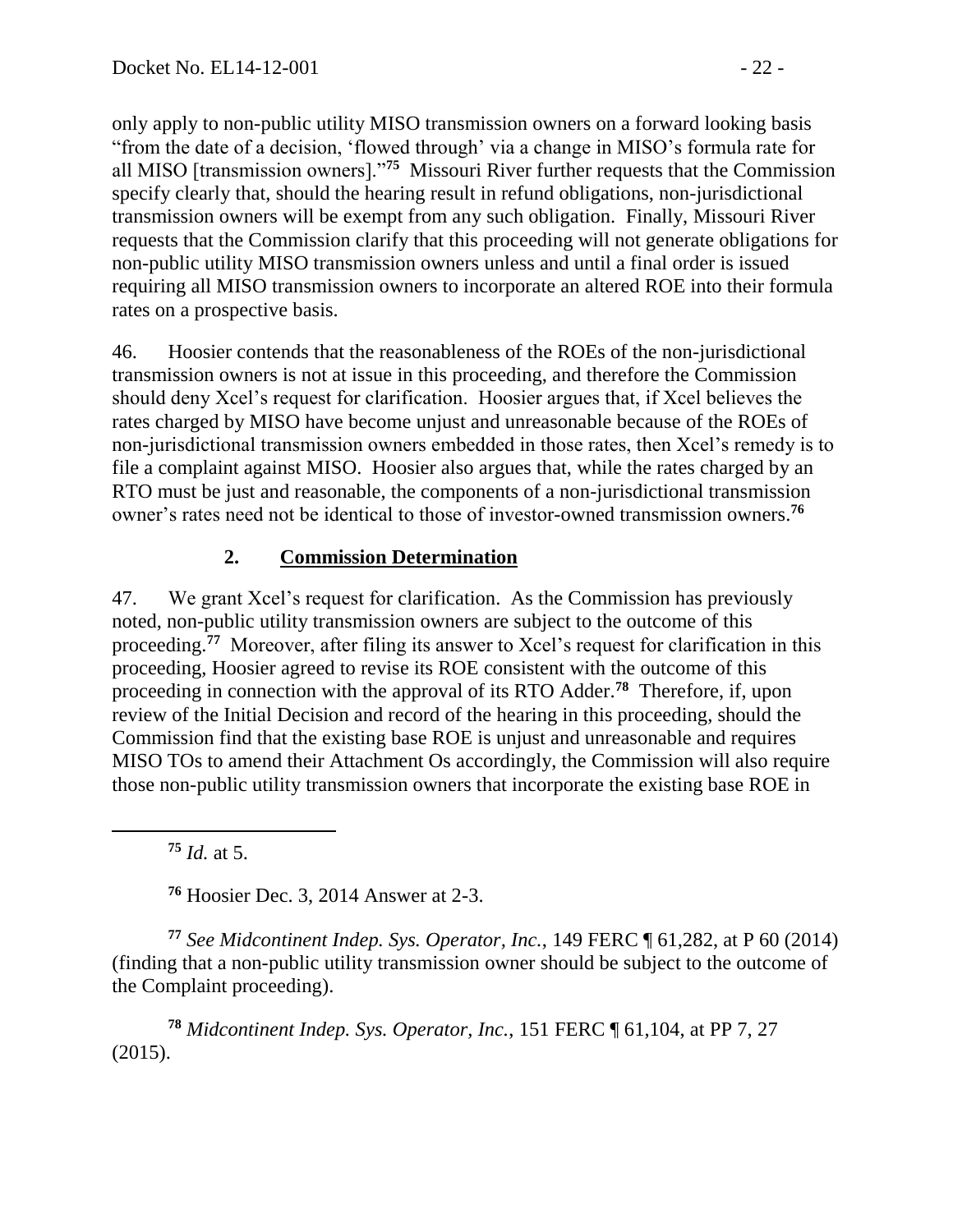only apply to non-public utility MISO transmission owners on a forward looking basis "from the date of a decision, 'flowed through' via a change in MISO's formula rate for all MISO [transmission owners]."[75] Missouri River further requests that the Commission specify clearly that, should the hearing result in refund obligations, non-jurisdictional transmission owners will be exempt from any such obligation. Finally, Missouri River requests that the Commission clarify that this proceeding will not generate obligations for non-public utility MISO transmission owners unless and until a final order is issued requiring all MISO transmission owners to incorporate an altered ROE into their formula rates on a prospective basis.

46. Hoosier contends that the reasonableness of the ROEs of the non-jurisdictional transmission owners is not at issue in this proceeding, and therefore the Commission should deny Xcel's request for clarification. Hoosier argues that, if Xcel believes the rates charged by MISO have become unjust and unreasonable because of the ROEs of non-jurisdictional transmission owners embedded in those rates, then Xcel's remedy is to file a complaint against MISO. Hoosier also argues that, while the rates charged by an RTO must be just and reasonable, the components of a non-jurisdictional transmission owner's rates need not be identical to those of investor-owned transmission owners.[76]

### 2. **Commission Determination**

47. We grant Xcel's request for clarification. As the Commission has previously noted, non-public utility transmission owners are subject to the outcome of this proceeding.[77] Moreover, after filing its answer to Xcel's request for clarification in this proceeding, Hoosier agreed to revise its ROE consistent with the outcome of this proceeding in connection with the approval of its RTO Adder.[78] Therefore, if, upon review of the Initial Decision and record of the hearing in this proceeding, should the Commission find that the existing base ROE is unjust and unreasonable and requires MISO TOs to amend their Attachment Os accordingly, the Commission will also require those non-public utility transmission owners that incorporate the existing base ROE in

---

[75] *Id.* at 5.

[76] Hoosier Dec. 3, 2014 Answer at 2-3.

[77] *See Midcontinent Indep. Sys. Operator, Inc.*, 149 FERC ¶ 61,282, at P 60 (2014) (finding that a non-public utility transmission owner should be subject to the outcome of the Complaint proceeding).

[78] *Midcontinent Indep. Sys. Operator, Inc.*, 151 FERC ¶ 61,104, at PP 7, 27 (2015).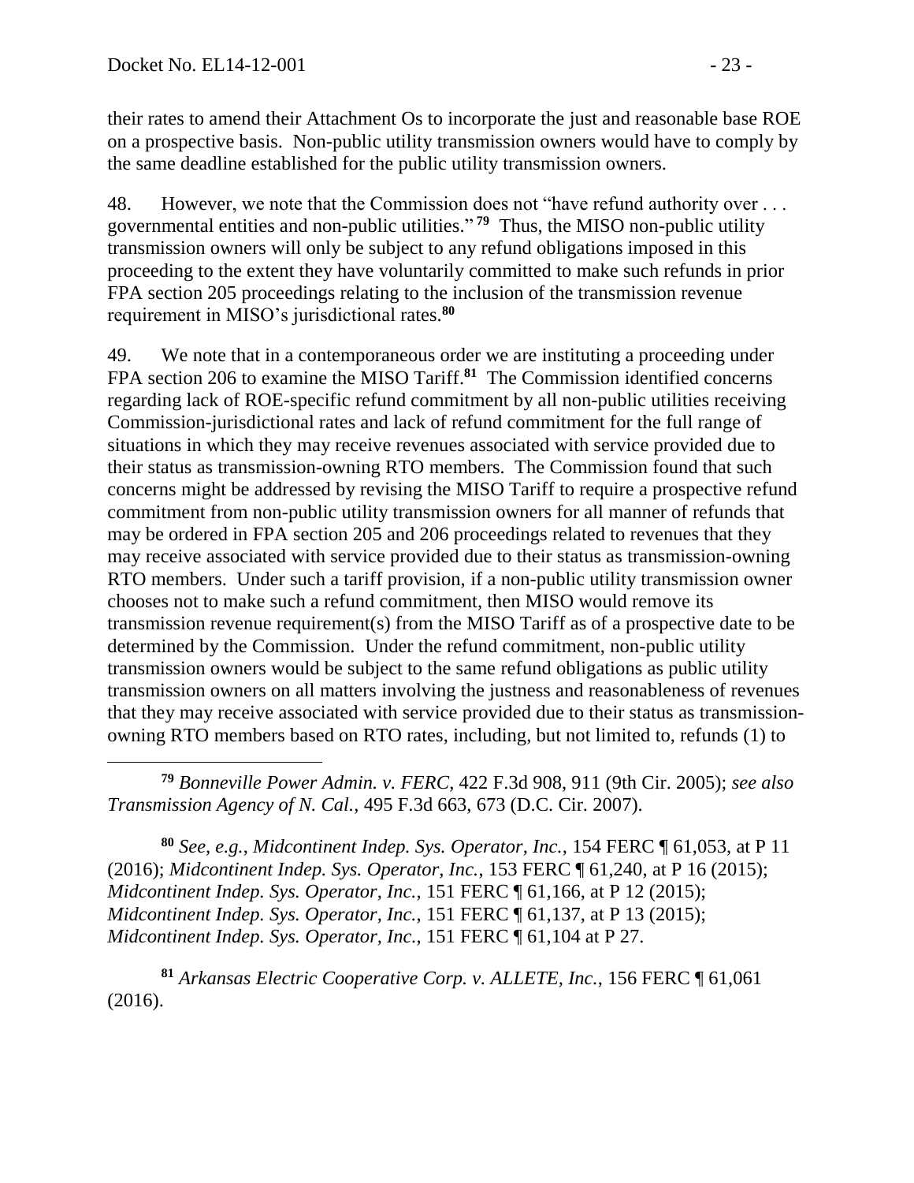their rates to amend their Attachment Os to incorporate the just and reasonable base ROE on a prospective basis. Non-public utility transmission owners would have to comply by the same deadline established for the public utility transmission owners.

48. However, we note that the Commission does not "have refund authority over . . . governmental entities and non-public utilities."[79] Thus, the MISO non-public utility transmission owners will only be subject to any refund obligations imposed in this proceeding to the extent they have voluntarily committed to make such refunds in prior FPA section 205 proceedings relating to the inclusion of the transmission revenue requirement in MISO's jurisdictional rates.[80]

49. We note that in a contemporaneous order we are instituting a proceeding under FPA section 206 to examine the MISO Tariff.[81] The Commission identified concerns regarding lack of ROE-specific refund commitment by all non-public utilities receiving Commission-jurisdictional rates and lack of refund commitment for the full range of situations in which they may receive revenues associated with service provided due to their status as transmission-owning RTO members. The Commission found that such concerns might be addressed by revising the MISO Tariff to require a prospective refund commitment from non-public utility transmission owners for all manner of refunds that may be ordered in FPA section 205 and 206 proceedings related to revenues that they may receive associated with service provided due to their status as transmission-owning RTO members. Under such a tariff provision, if a non-public utility transmission owner chooses not to make such a refund commitment, then MISO would remove its transmission revenue requirement(s) from the MISO Tariff as of a prospective date to be determined by the Commission. Under the refund commitment, non-public utility transmission owners would be subject to the same refund obligations as public utility transmission owners on all matters involving the justness and reasonableness of revenues that they may receive associated with service provided due to their status as transmission-owning RTO members based on RTO rates, including, but not limited to, refunds (1) to

---

[79] *Bonneville Power Admin. v. FERC*, 422 F.3d 908, 911 (9th Cir. 2005); *see also Transmission Agency of N. Cal.*, 495 F.3d 663, 673 (D.C. Cir. 2007).

[80] *See, e.g.*, *Midcontinent Indep. Sys. Operator, Inc.*, 154 FERC ¶ 61,053, at P 11 (2016); *Midcontinent Indep. Sys. Operator, Inc.*, 153 FERC ¶ 61,240, at P 16 (2015); *Midcontinent Indep. Sys. Operator, Inc.*, 151 FERC ¶ 61,166, at P 12 (2015); *Midcontinent Indep. Sys. Operator, Inc.*, 151 FERC ¶ 61,137, at P 13 (2015); *Midcontinent Indep. Sys. Operator, Inc.*, 151 FERC ¶ 61,104 at P 27.

[81] *Arkansas Electric Cooperative Corp. v. ALLETE, Inc.*, 156 FERC ¶ 61,061 (2016).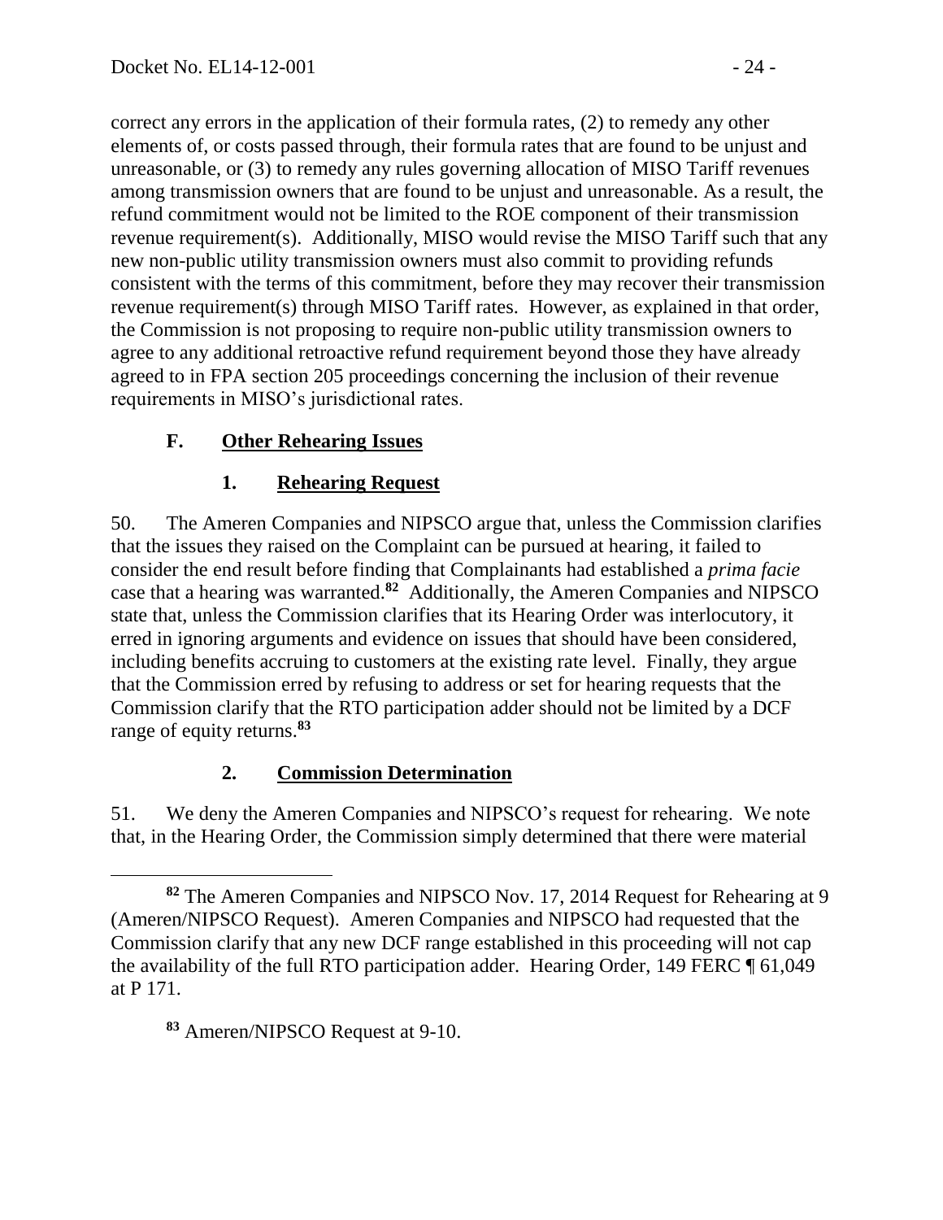correct any errors in the application of their formula rates, (2) to remedy any other elements of, or costs passed through, their formula rates that are found to be unjust and unreasonable, or (3) to remedy any rules governing allocation of MISO Tariff revenues among transmission owners that are found to be unjust and unreasonable. As a result, the refund commitment would not be limited to the ROE component of their transmission revenue requirement(s). Additionally, MISO would revise the MISO Tariff such that any new non-public utility transmission owners must also commit to providing refunds consistent with the terms of this commitment, before they may recover their transmission revenue requirement(s) through MISO Tariff rates. However, as explained in that order, the Commission is not proposing to require non-public utility transmission owners to agree to any additional retroactive refund requirement beyond those they have already agreed to in FPA section 205 proceedings concerning the inclusion of their revenue requirements in MISO's jurisdictional rates.

### F. Other Rehearing Issues

#### 1. Rehearing Request

50. The Ameren Companies and NIPSCO argue that, unless the Commission clarifies that the issues they raised on the Complaint can be pursued at hearing, it failed to consider the end result before finding that Complainants had established a *prima facie* case that a hearing was warranted.[82] Additionally, the Ameren Companies and NIPSCO state that, unless the Commission clarifies that its Hearing Order was interlocutory, it erred in ignoring arguments and evidence on issues that should have been considered, including benefits accruing to customers at the existing rate level. Finally, they argue that the Commission erred by refusing to address or set for hearing requests that the Commission clarify that the RTO participation adder should not be limited by a DCF range of equity returns.[83]

#### 2. Commission Determination

51. We deny the Ameren Companies and NIPSCO's request for rehearing. We note that, in the Hearing Order, the Commission simply determined that there were material

---

[82] The Ameren Companies and NIPSCO Nov. 17, 2014 Request for Rehearing at 9 (Ameren/NIPSCO Request). Ameren Companies and NIPSCO had requested that the Commission clarify that any new DCF range established in this proceeding will not cap the availability of the full RTO participation adder. Hearing Order, 149 FERC ¶ 61,049 at P 171.

[83] Ameren/NIPSCO Request at 9-10.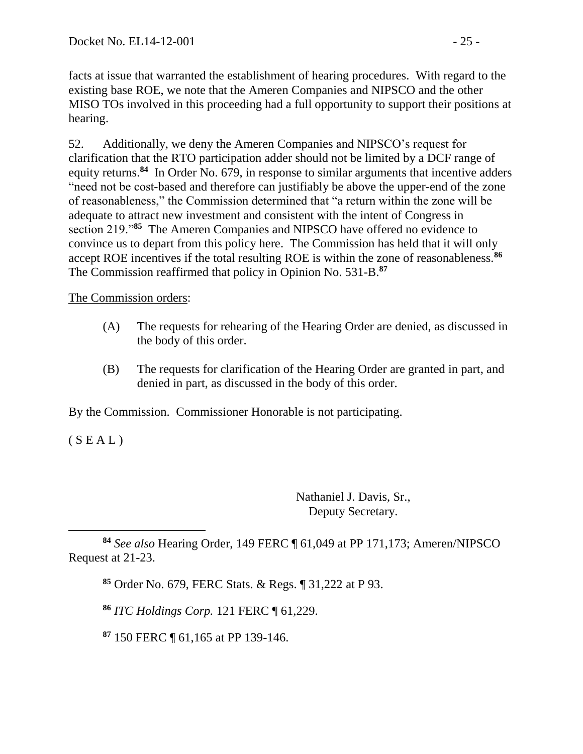facts at issue that warranted the establishment of hearing procedures. With regard to the existing base ROE, we note that the Ameren Companies and NIPSCO and the other MISO TOs involved in this proceeding had a full opportunity to support their positions at hearing.

52. Additionally, we deny the Ameren Companies and NIPSCO's request for clarification that the RTO participation adder should not be limited by a DCF range of equity returns.[84] In Order No. 679, in response to similar arguments that incentive adders "need not be cost-based and therefore can justifiably be above the upper-end of the zone of reasonableness," the Commission determined that "a return within the zone will be adequate to attract new investment and consistent with the intent of Congress in section 219."[85] The Ameren Companies and NIPSCO have offered no evidence to convince us to depart from this policy here. The Commission has held that it will only accept ROE incentives if the total resulting ROE is within the zone of reasonableness.[86] The Commission reaffirmed that policy in Opinion No. 531-B.[87]

The Commission orders:

(A) The requests for rehearing of the Hearing Order are denied, as discussed in the body of this order.

(B) The requests for clarification of the Hearing Order are granted in part, and denied in part, as discussed in the body of this order.

By the Commission. Commissioner Honorable is not participating.

( S E A L )

Nathaniel J. Davis, Sr.,
Deputy Secretary.

---

[84] *See also* Hearing Order, 149 FERC ¶ 61,049 at PP 171,173; Ameren/NIPSCO Request at 21-23.

[85] Order No. 679, FERC Stats. & Regs. ¶ 31,222 at P 93.

[86] *ITC Holdings Corp.* 121 FERC ¶ 61,229.

[87] 150 FERC ¶ 61,165 at PP 139-146.